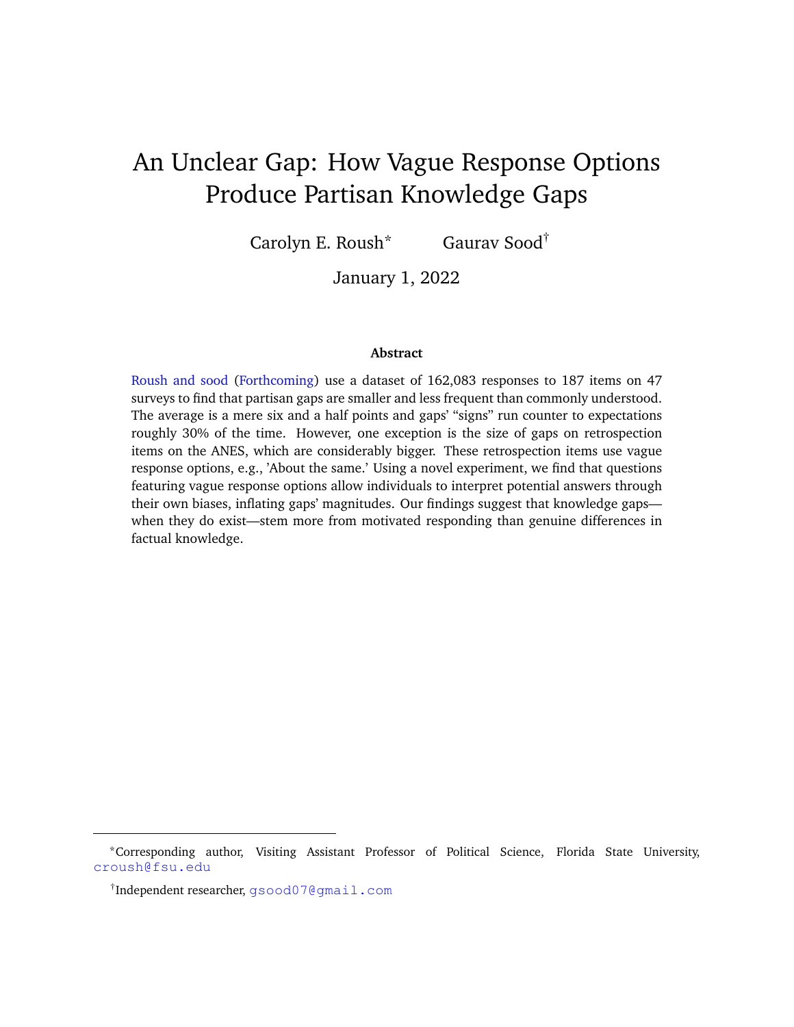# An Unclear Gap: How Vague Response Options Produce Partisan Knowledge Gaps

Carolyn E. Roush[*] Gaurav Sood[†]

January 1, 2022

**Abstract**

Roush and sood (Forthcoming) use a dataset of 162,083 responses to 187 items on 47 surveys to find that partisan gaps are smaller and less frequent than commonly understood. The average is a mere six and a half points and gaps' "signs" run counter to expectations roughly 30% of the time. However, one exception is the size of gaps on retrospection items on the ANES, which are considerably bigger. These retrospection items use vague response options, e.g., 'About the same.' Using a novel experiment, we find that questions featuring vague response options allow individuals to interpret potential answers through their own biases, inflating gaps' magnitudes. Our findings suggest that knowledge gaps—when they do exist—stem more from motivated responding than genuine differences in factual knowledge.

---

[*] Corresponding author, Visiting Assistant Professor of Political Science, Florida State University, croush@fsu.edu

[†] Independent researcher, gsood07@gmail.com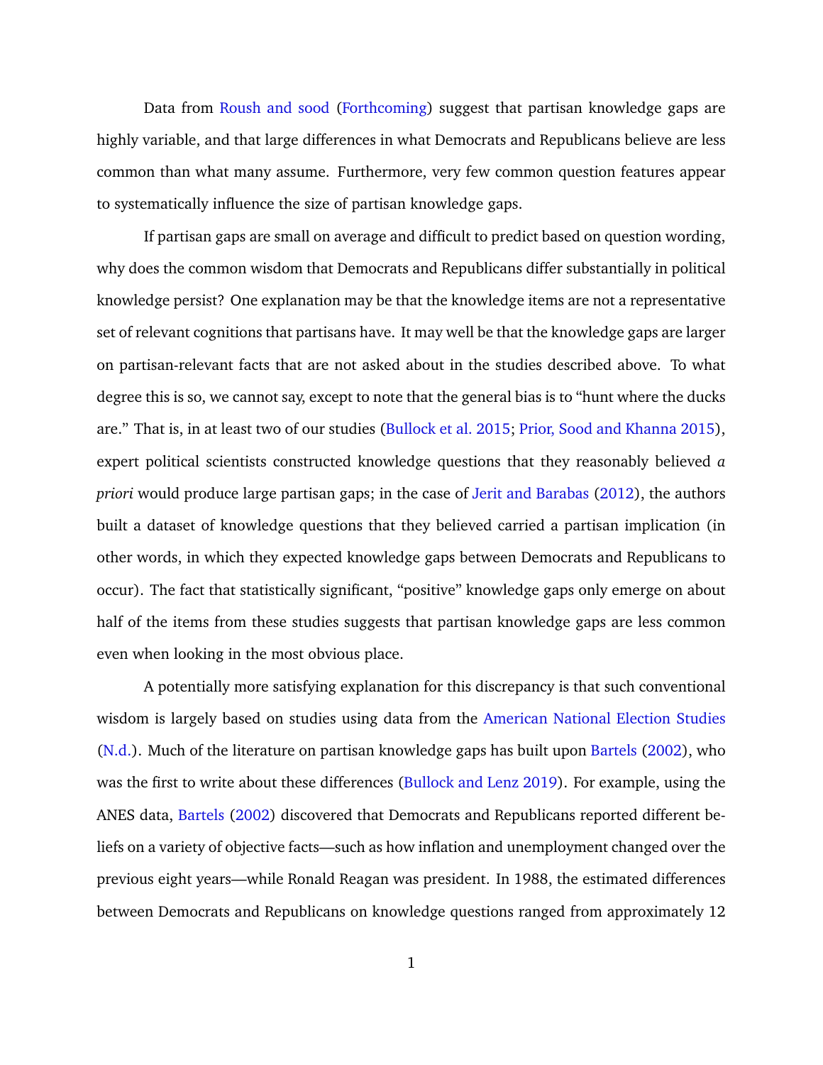Data from Roush and sood (Forthcoming) suggest that partisan knowledge gaps are highly variable, and that large differences in what Democrats and Republicans believe are less common than what many assume. Furthermore, very few common question features appear to systematically influence the size of partisan knowledge gaps.

If partisan gaps are small on average and difficult to predict based on question wording, why does the common wisdom that Democrats and Republicans differ substantially in political knowledge persist? One explanation may be that the knowledge items are not a representative set of relevant cognitions that partisans have. It may well be that the knowledge gaps are larger on partisan-relevant facts that are not asked about in the studies described above. To what degree this is so, we cannot say, except to note that the general bias is to "hunt where the ducks are." That is, in at least two of our studies (Bullock et al. 2015; Prior, Sood and Khanna 2015), expert political scientists constructed knowledge questions that they reasonably believed *a priori* would produce large partisan gaps; in the case of Jerit and Barabas (2012), the authors built a dataset of knowledge questions that they believed carried a partisan implication (in other words, in which they expected knowledge gaps between Democrats and Republicans to occur). The fact that statistically significant, "positive" knowledge gaps only emerge on about half of the items from these studies suggests that partisan knowledge gaps are less common even when looking in the most obvious place.

A potentially more satisfying explanation for this discrepancy is that such conventional wisdom is largely based on studies using data from the American National Election Studies (N.d.). Much of the literature on partisan knowledge gaps has built upon Bartels (2002), who was the first to write about these differences (Bullock and Lenz 2019). For example, using the ANES data, Bartels (2002) discovered that Democrats and Republicans reported different beliefs on a variety of objective facts—such as how inflation and unemployment changed over the previous eight years—while Ronald Reagan was president. In 1988, the estimated differences between Democrats and Republicans on knowledge questions ranged from approximately 12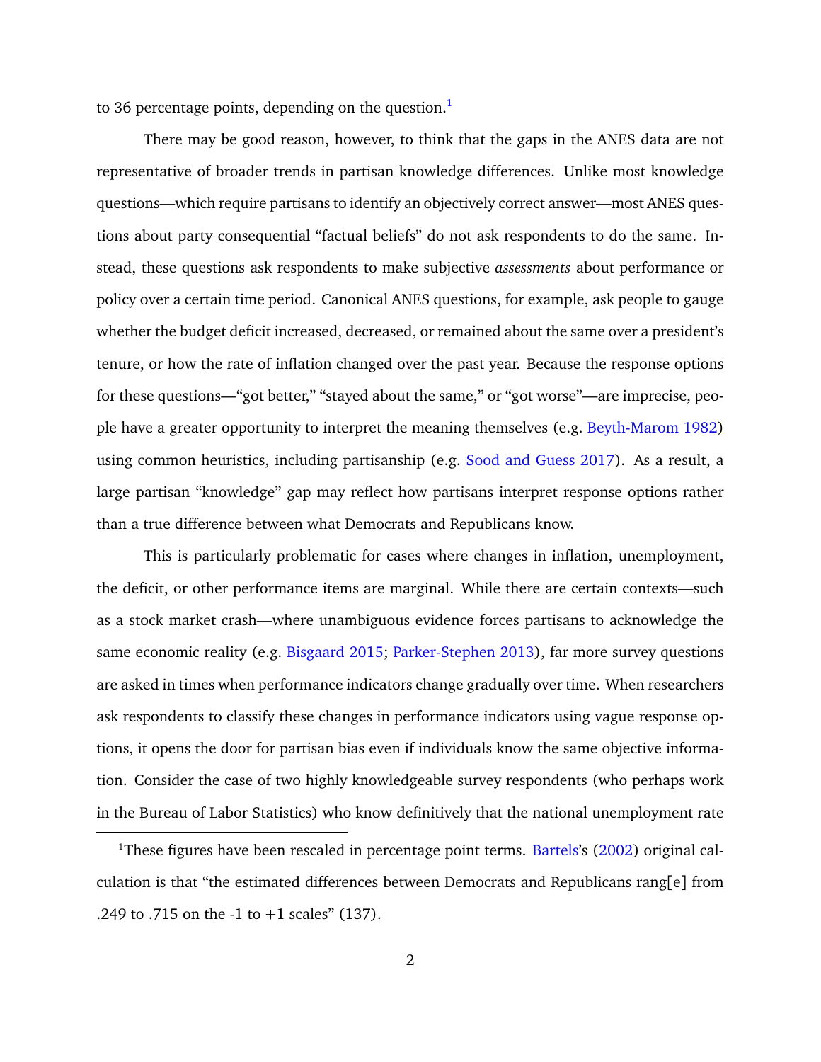to 36 percentage points, depending on the question.[1]

There may be good reason, however, to think that the gaps in the ANES data are not representative of broader trends in partisan knowledge differences. Unlike most knowledge questions—which require partisans to identify an objectively correct answer—most ANES questions about party consequential "factual beliefs" do not ask respondents to do the same. Instead, these questions ask respondents to make subjective *assessments* about performance or policy over a certain time period. Canonical ANES questions, for example, ask people to gauge whether the budget deficit increased, decreased, or remained about the same over a president's tenure, or how the rate of inflation changed over the past year. Because the response options for these questions—"got better," "stayed about the same," or "got worse"—are imprecise, people have a greater opportunity to interpret the meaning themselves (e.g. Beyth-Marom 1982) using common heuristics, including partisanship (e.g. Sood and Guess 2017). As a result, a large partisan "knowledge" gap may reflect how partisans interpret response options rather than a true difference between what Democrats and Republicans know.

This is particularly problematic for cases where changes in inflation, unemployment, the deficit, or other performance items are marginal. While there are certain contexts—such as a stock market crash—where unambiguous evidence forces partisans to acknowledge the same economic reality (e.g. Bisgaard 2015; Parker-Stephen 2013), far more survey questions are asked in times when performance indicators change gradually over time. When researchers ask respondents to classify these changes in performance indicators using vague response options, it opens the door for partisan bias even if individuals know the same objective information. Consider the case of two highly knowledgeable survey respondents (who perhaps work in the Bureau of Labor Statistics) who know definitively that the national unemployment rate

[1] These figures have been rescaled in percentage point terms. Bartels's (2002) original calculation is that "the estimated differences between Democrats and Republicans rang[e] from .249 to .715 on the -1 to +1 scales" (137).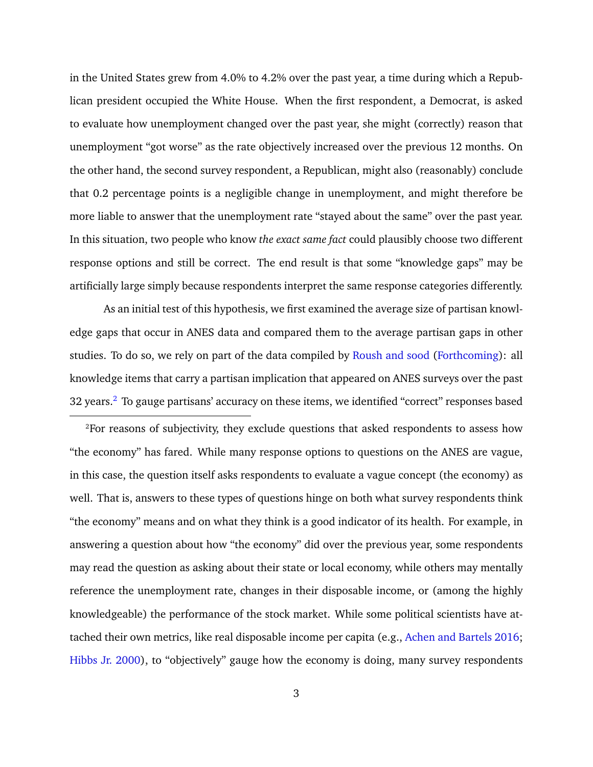in the United States grew from 4.0% to 4.2% over the past year, a time during which a Republican president occupied the White House. When the first respondent, a Democrat, is asked to evaluate how unemployment changed over the past year, she might (correctly) reason that unemployment "got worse" as the rate objectively increased over the previous 12 months. On the other hand, the second survey respondent, a Republican, might also (reasonably) conclude that 0.2 percentage points is a negligible change in unemployment, and might therefore be more liable to answer that the unemployment rate "stayed about the same" over the past year. In this situation, two people who know *the exact same fact* could plausibly choose two different response options and still be correct. The end result is that some "knowledge gaps" may be artificially large simply because respondents interpret the same response categories differently.

As an initial test of this hypothesis, we first examined the average size of partisan knowledge gaps that occur in ANES data and compared them to the average partisan gaps in other studies. To do so, we rely on part of the data compiled by Roush and sood (Forthcoming): all knowledge items that carry a partisan implication that appeared on ANES surveys over the past 32 years.[2] To gauge partisans' accuracy on these items, we identified "correct" responses based

[2]For reasons of subjectivity, they exclude questions that asked respondents to assess how "the economy" has fared. While many response options to questions on the ANES are vague, in this case, the question itself asks respondents to evaluate a vague concept (the economy) as well. That is, answers to these types of questions hinge on both what survey respondents think "the economy" means and on what they think is a good indicator of its health. For example, in answering a question about how "the economy" did over the previous year, some respondents may read the question as asking about their state or local economy, while others may mentally reference the unemployment rate, changes in their disposable income, or (among the highly knowledgeable) the performance of the stock market. While some political scientists have attached their own metrics, like real disposable income per capita (e.g., Achen and Bartels 2016; Hibbs Jr. 2000), to "objectively" gauge how the economy is doing, many survey respondents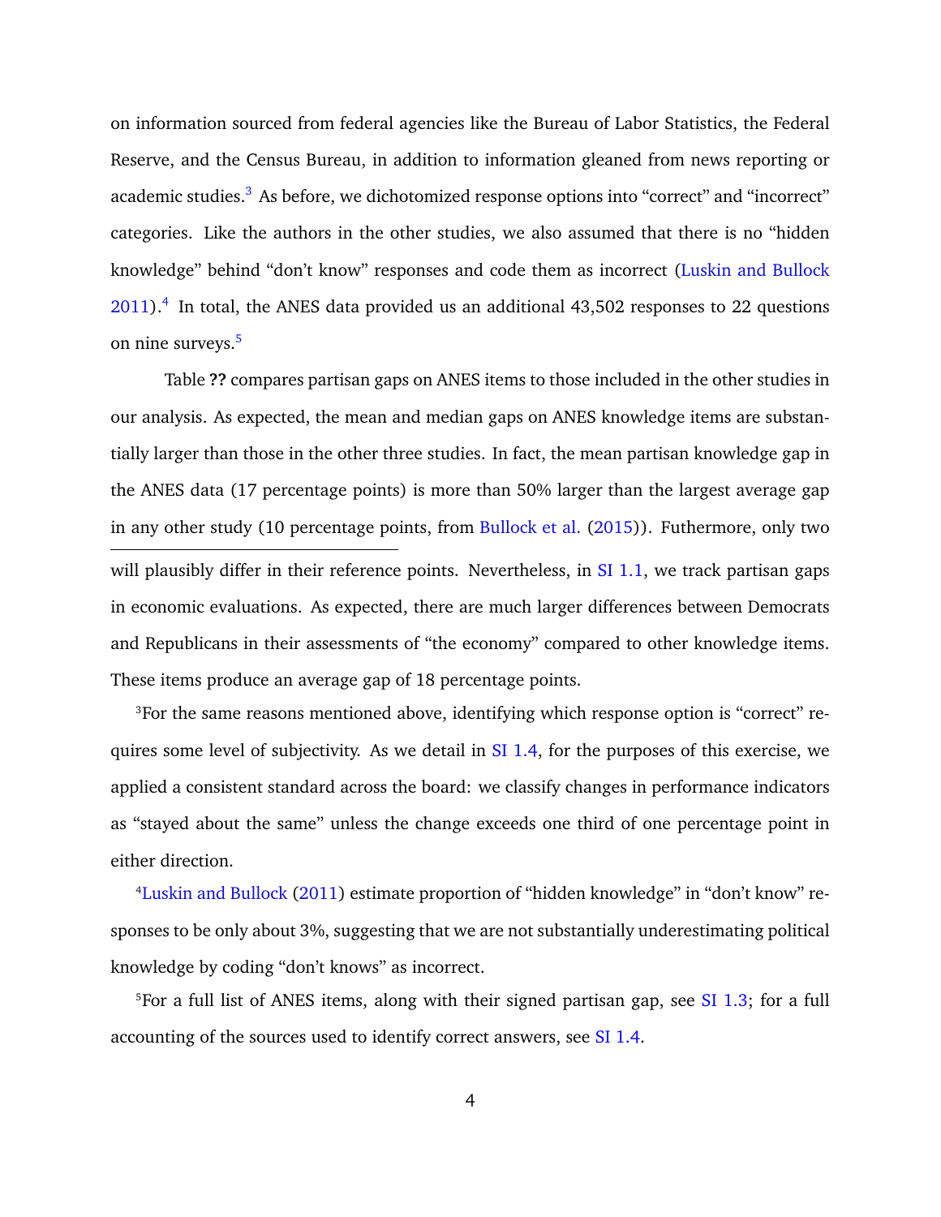on information sourced from federal agencies like the Bureau of Labor Statistics, the Federal Reserve, and the Census Bureau, in addition to information gleaned from news reporting or academic studies.[3] As before, we dichotomized response options into "correct" and "incorrect" categories. Like the authors in the other studies, we also assumed that there is no "hidden knowledge" behind "don't know" responses and code them as incorrect (Luskin and Bullock 2011).[4] In total, the ANES data provided us an additional 43,502 responses to 22 questions on nine surveys.[5]

Table **??** compares partisan gaps on ANES items to those included in the other studies in our analysis. As expected, the mean and median gaps on ANES knowledge items are substantially larger than those in the other three studies. In fact, the mean partisan knowledge gap in the ANES data (17 percentage points) is more than 50% larger than the largest average gap in any other study (10 percentage points, from Bullock et al. (2015)). Futhermore, only two

---

will plausibly differ in their reference points. Nevertheless, in SI 1.1, we track partisan gaps in economic evaluations. As expected, there are much larger differences between Democrats and Republicans in their assessments of "the economy" compared to other knowledge items. These items produce an average gap of 18 percentage points.

[3]For the same reasons mentioned above, identifying which response option is "correct" requires some level of subjectivity. As we detail in SI 1.4, for the purposes of this exercise, we applied a consistent standard across the board: we classify changes in performance indicators as "stayed about the same" unless the change exceeds one third of one percentage point in either direction.

[4]Luskin and Bullock (2011) estimate proportion of "hidden knowledge" in "don't know" responses to be only about 3%, suggesting that we are not substantially underestimating political knowledge by coding "don't knows" as incorrect.

[5]For a full list of ANES items, along with their signed partisan gap, see SI 1.3; for a full accounting of the sources used to identify correct answers, see SI 1.4.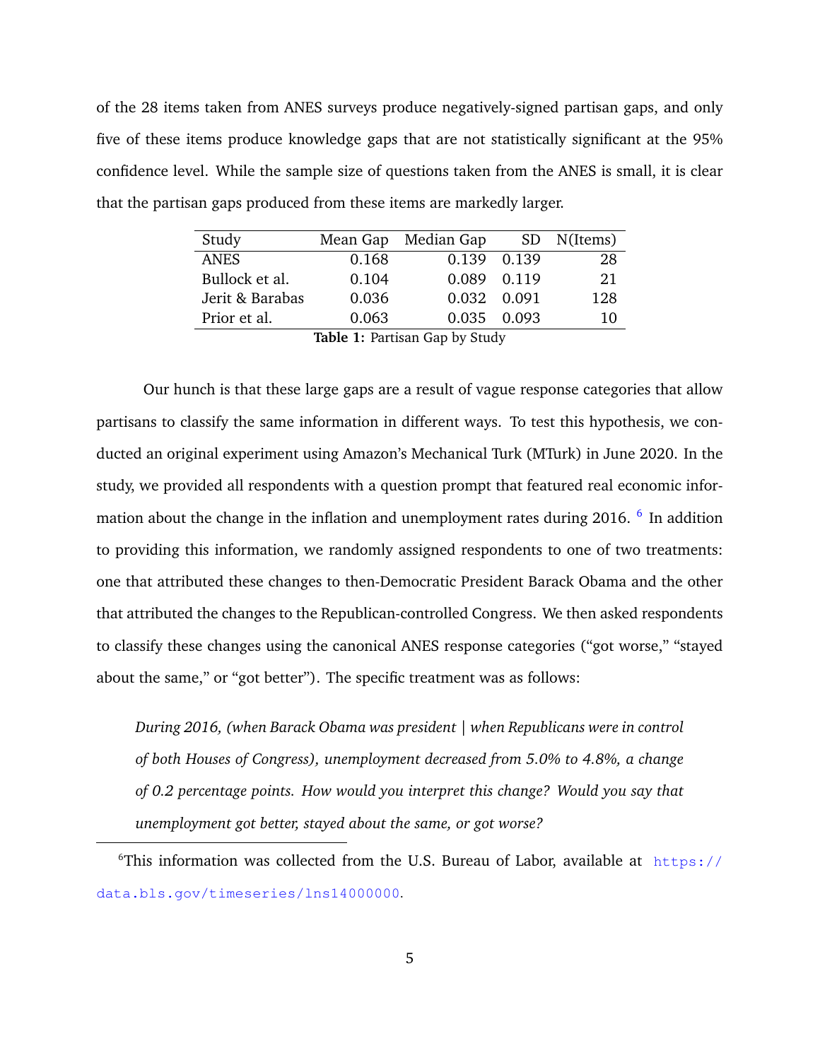of the 28 items taken from ANES surveys produce negatively-signed partisan gaps, and only five of these items produce knowledge gaps that are not statistically significant at the 95% confidence level. While the sample size of questions taken from the ANES is small, it is clear that the partisan gaps produced from these items are markedly larger.

| Study | Mean Gap | Median Gap | SD | N(Items) |
|---|---|---|---|---|
| ANES | 0.168 | 0.139 | 0.139 | 28 |
| Bullock et al. | 0.104 | 0.089 | 0.119 | 21 |
| Jerit & Barabas | 0.036 | 0.032 | 0.091 | 128 |
| Prior et al. | 0.063 | 0.035 | 0.093 | 10 |

**Table 1:** Partisan Gap by Study

Our hunch is that these large gaps are a result of vague response categories that allow partisans to classify the same information in different ways. To test this hypothesis, we conducted an original experiment using Amazon's Mechanical Turk (MTurk) in June 2020. In the study, we provided all respondents with a question prompt that featured real economic information about the change in the inflation and unemployment rates during 2016. [6] In addition to providing this information, we randomly assigned respondents to one of two treatments: one that attributed these changes to then-Democratic President Barack Obama and the other that attributed the changes to the Republican-controlled Congress. We then asked respondents to classify these changes using the canonical ANES response categories ("got worse," "stayed about the same," or "got better"). The specific treatment was as follows:

> *During 2016, (when Barack Obama was president | when Republicans were in control of both Houses of Congress), unemployment decreased from 5.0% to 4.8%, a change of 0.2 percentage points. How would you interpret this change? Would you say that unemployment got better, stayed about the same, or got worse?*

[6] This information was collected from the U.S. Bureau of Labor, available at https://data.bls.gov/timeseries/lns14000000.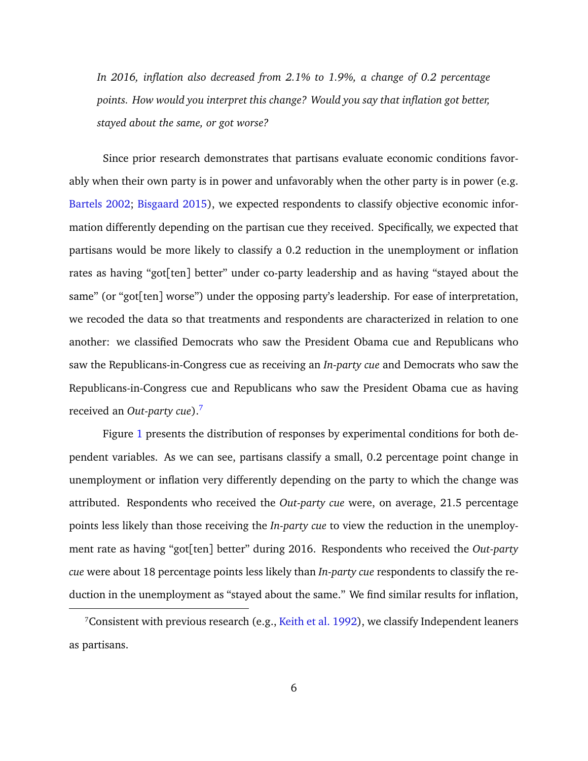*In 2016, inflation also decreased from 2.1% to 1.9%, a change of 0.2 percentage points. How would you interpret this change? Would you say that inflation got better, stayed about the same, or got worse?*

Since prior research demonstrates that partisans evaluate economic conditions favorably when their own party is in power and unfavorably when the other party is in power (e.g. Bartels 2002; Bisgaard 2015), we expected respondents to classify objective economic information differently depending on the partisan cue they received. Specifically, we expected that partisans would be more likely to classify a 0.2 reduction in the unemployment or inflation rates as having "got[ten] better" under co-party leadership and as having "stayed about the same" (or "got[ten] worse") under the opposing party's leadership. For ease of interpretation, we recoded the data so that treatments and respondents are characterized in relation to one another: we classified Democrats who saw the President Obama cue and Republicans who saw the Republicans-in-Congress cue as receiving an *In-party cue* and Democrats who saw the Republicans-in-Congress cue and Republicans who saw the President Obama cue as having received an *Out-party cue*).[7]

Figure 1 presents the distribution of responses by experimental conditions for both dependent variables. As we can see, partisans classify a small, 0.2 percentage point change in unemployment or inflation very differently depending on the party to which the change was attributed. Respondents who received the *Out-party cue* were, on average, 21.5 percentage points less likely than those receiving the *In-party cue* to view the reduction in the unemployment rate as having "got[ten] better" during 2016. Respondents who received the *Out-party cue* were about 18 percentage points less likely than *In-party cue* respondents to classify the reduction in the unemployment as "stayed about the same." We find similar results for inflation,

[7] Consistent with previous research (e.g., Keith et al. 1992), we classify Independent leaners as partisans.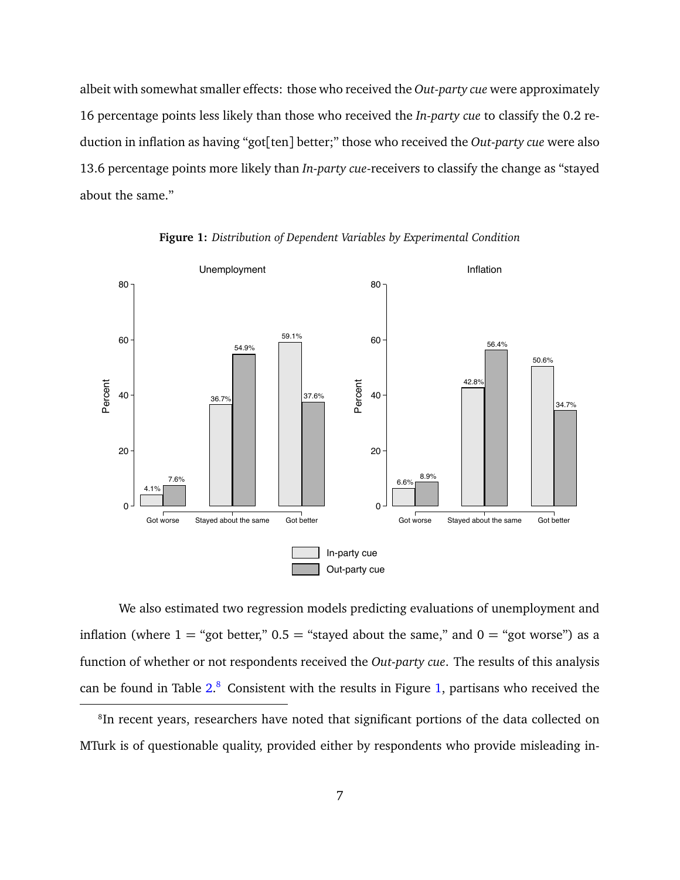albeit with somewhat smaller effects: those who received the *Out-party cue* were approximately 16 percentage points less likely than those who received the *In-party cue* to classify the 0.2 reduction in inflation as having "got[ten] better;" those who received the *Out-party cue* were also 13.6 percentage points more likely than *In-party cue*-receivers to classify the change as "stayed about the same."

**Figure 1:** *Distribution of Dependent Variables by Experimental Condition*

| | Unemployment: In-party cue | Unemployment: Out-party cue | Inflation: In-party cue | Inflation: Out-party cue |
|---|---|---|---|---|
| Got worse | 4.1% | 7.6% | 6.6% | 8.9% |
| Stayed about the same | 36.7% | 54.9% | 42.8% | 56.4% |
| Got better | 59.1% | 37.6% | 50.6% | 34.7% |

We also estimated two regression models predicting evaluations of unemployment and inflation (where 1 = "got better," 0.5 = "stayed about the same," and 0 = "got worse") as a function of whether or not respondents received the *Out-party cue*. The results of this analysis can be found in Table 2.[8] Consistent with the results in Figure 1, partisans who received the

[8]In recent years, researchers have noted that significant portions of the data collected on MTurk is of questionable quality, provided either by respondents who provide misleading in-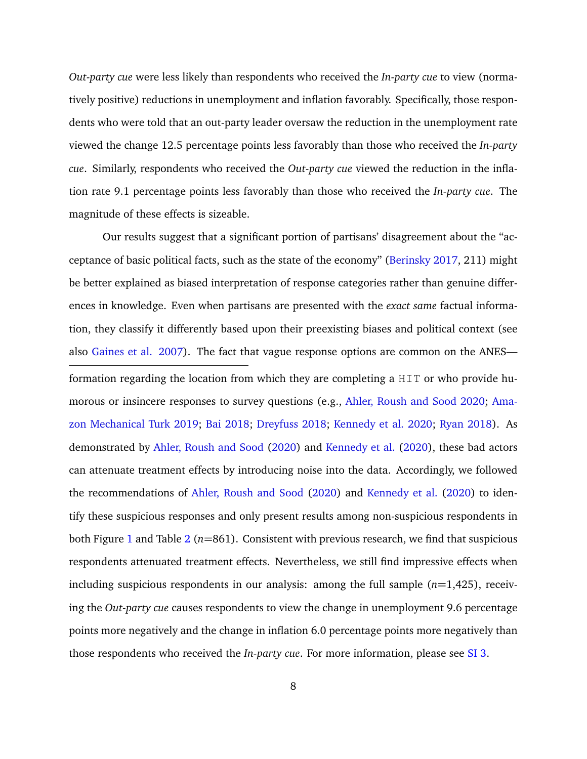*Out-party cue* were less likely than respondents who received the *In-party cue* to view (normatively positive) reductions in unemployment and inflation favorably. Specifically, those respondents who were told that an out-party leader oversaw the reduction in the unemployment rate viewed the change 12.5 percentage points less favorably than those who received the *In-party cue*. Similarly, respondents who received the *Out-party cue* viewed the reduction in the inflation rate 9.1 percentage points less favorably than those who received the *In-party cue*. The magnitude of these effects is sizeable.

Our results suggest that a significant portion of partisans' disagreement about the "acceptance of basic political facts, such as the state of the economy" (Berinsky 2017, 211) might be better explained as biased interpretation of response categories rather than genuine differences in knowledge. Even when partisans are presented with the *exact same* factual information, they classify it differently based upon their preexisting biases and political context (see also Gaines et al. 2007). The fact that vague response options are common on the ANES—

---

formation regarding the location from which they are completing a HIT or who provide humorous or insincere responses to survey questions (e.g., Ahler, Roush and Sood 2020; Amazon Mechanical Turk 2019; Bai 2018; Dreyfuss 2018; Kennedy et al. 2020; Ryan 2018). As demonstrated by Ahler, Roush and Sood (2020) and Kennedy et al. (2020), these bad actors can attenuate treatment effects by introducing noise into the data. Accordingly, we followed the recommendations of Ahler, Roush and Sood (2020) and Kennedy et al. (2020) to identify these suspicious responses and only present results among non-suspicious respondents in both Figure 1 and Table 2 ($n$=861). Consistent with previous research, we find that suspicious respondents attenuated treatment effects. Nevertheless, we still find impressive effects when including suspicious respondents in our analysis: among the full sample ($n$=1,425), receiving the *Out-party cue* causes respondents to view the change in unemployment 9.6 percentage points more negatively and the change in inflation 6.0 percentage points more negatively than those respondents who received the *In-party cue*. For more information, please see SI 3.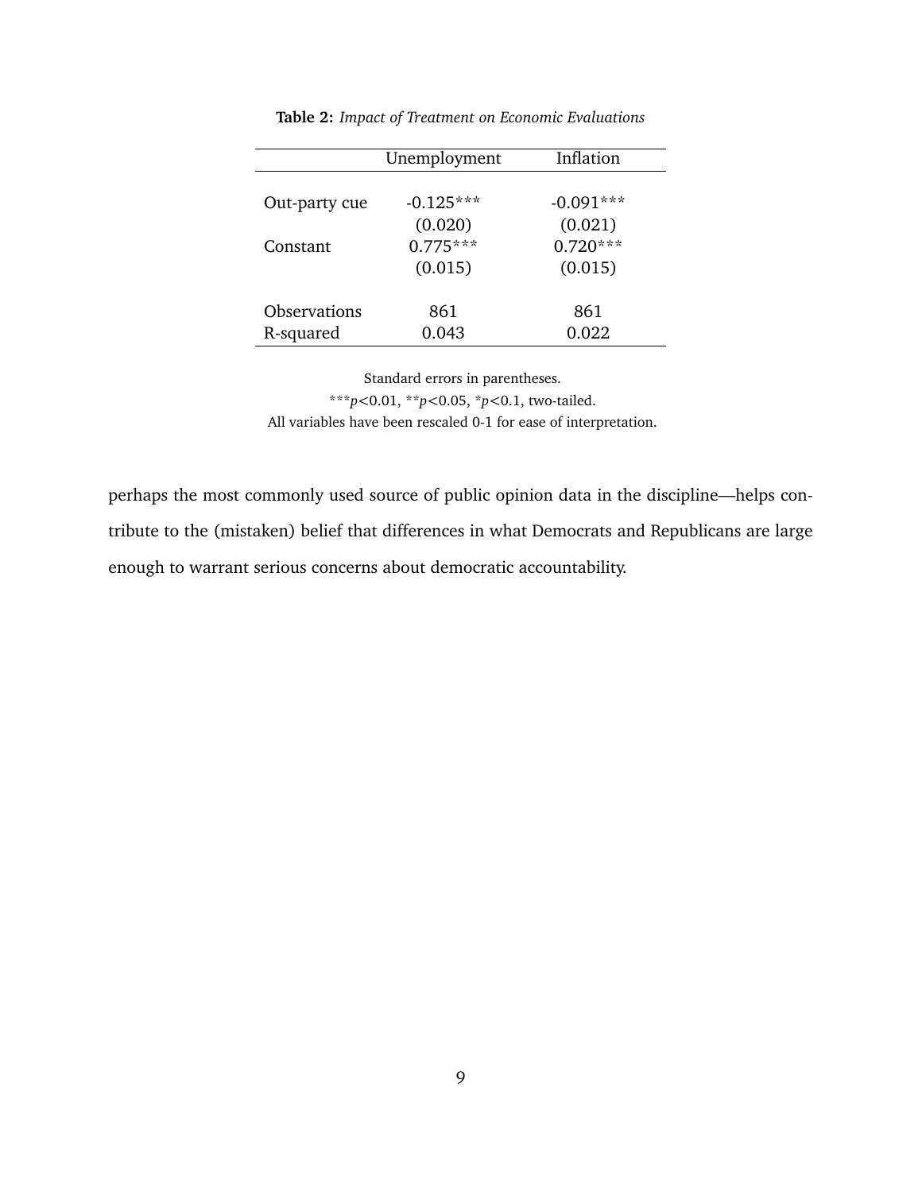**Table 2:** *Impact of Treatment on Economic Evaluations*

| | Unemployment | Inflation |
|---|---|---|
| Out-party cue | -0.125*** | -0.091*** |
| | (0.020) | (0.021) |
| Constant | 0.775*** | 0.720*** |
| | (0.015) | (0.015) |
| Observations | 861 | 861 |
| R-squared | 0.043 | 0.022 |

Standard errors in parentheses.

***$p<0.01$, **$p<0.05$, *$p<0.1$, two-tailed.

All variables have been rescaled 0-1 for ease of interpretation.

perhaps the most commonly used source of public opinion data in the discipline—helps contribute to the (mistaken) belief that differences in what Democrats and Republicans are large enough to warrant serious concerns about democratic accountability.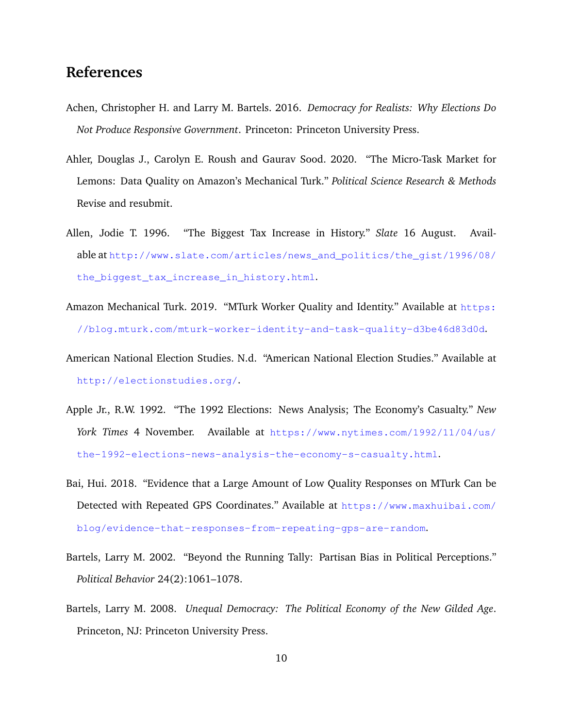# References

Achen, Christopher H. and Larry M. Bartels. 2016. *Democracy for Realists: Why Elections Do Not Produce Responsive Government*. Princeton: Princeton University Press.

Ahler, Douglas J., Carolyn E. Roush and Gaurav Sood. 2020. "The Micro-Task Market for Lemons: Data Quality on Amazon's Mechanical Turk." *Political Science Research & Methods* Revise and resubmit.

Allen, Jodie T. 1996. "The Biggest Tax Increase in History." *Slate* 16 August. Available at http://www.slate.com/articles/news_and_politics/the_gist/1996/08/the_biggest_tax_increase_in_history.html.

Amazon Mechanical Turk. 2019. "MTurk Worker Quality and Identity." Available at https://blog.mturk.com/mturk-worker-identity-and-task-quality-d3be46d83d0d.

American National Election Studies. N.d. "American National Election Studies." Available at http://electionstudies.org/.

Apple Jr., R.W. 1992. "The 1992 Elections: News Analysis; The Economy's Casualty." *New York Times* 4 November. Available at https://www.nytimes.com/1992/11/04/us/the-1992-elections-news-analysis-the-economy-s-casualty.html.

Bai, Hui. 2018. "Evidence that a Large Amount of Low Quality Responses on MTurk Can be Detected with Repeated GPS Coordinates." Available at https://www.maxhuibai.com/blog/evidence-that-responses-from-repeating-gps-are-random.

Bartels, Larry M. 2002. "Beyond the Running Tally: Partisan Bias in Political Perceptions." *Political Behavior* 24(2):1061–1078.

Bartels, Larry M. 2008. *Unequal Democracy: The Political Economy of the New Gilded Age*. Princeton, NJ: Princeton University Press.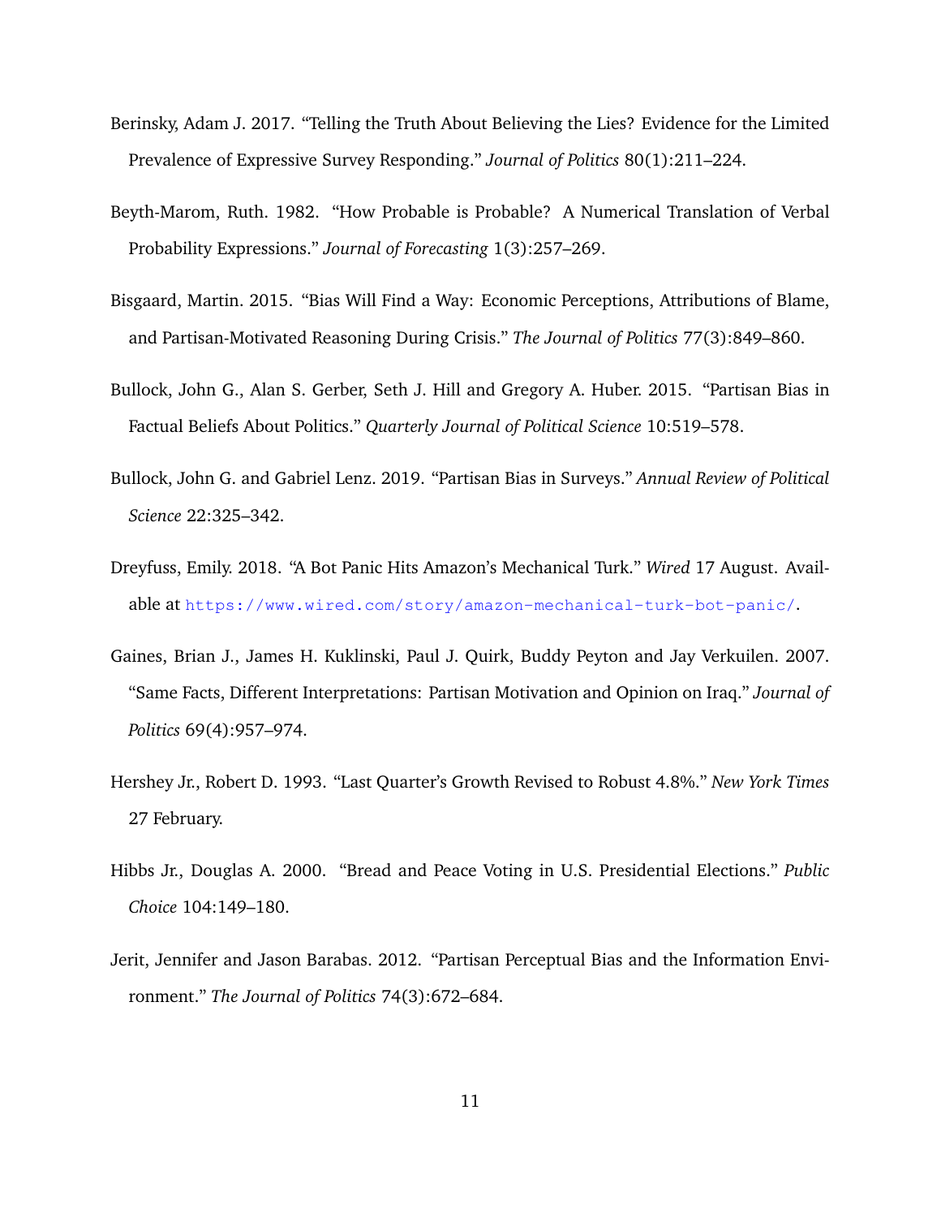Berinsky, Adam J. 2017. "Telling the Truth About Believing the Lies? Evidence for the Limited Prevalence of Expressive Survey Responding." *Journal of Politics* 80(1):211–224.

Beyth-Marom, Ruth. 1982. "How Probable is Probable? A Numerical Translation of Verbal Probability Expressions." *Journal of Forecasting* 1(3):257–269.

Bisgaard, Martin. 2015. "Bias Will Find a Way: Economic Perceptions, Attributions of Blame, and Partisan-Motivated Reasoning During Crisis." *The Journal of Politics* 77(3):849–860.

Bullock, John G., Alan S. Gerber, Seth J. Hill and Gregory A. Huber. 2015. "Partisan Bias in Factual Beliefs About Politics." *Quarterly Journal of Political Science* 10:519–578.

Bullock, John G. and Gabriel Lenz. 2019. "Partisan Bias in Surveys." *Annual Review of Political Science* 22:325–342.

Dreyfuss, Emily. 2018. "A Bot Panic Hits Amazon's Mechanical Turk." *Wired* 17 August. Available at https://www.wired.com/story/amazon-mechanical-turk-bot-panic/.

Gaines, Brian J., James H. Kuklinski, Paul J. Quirk, Buddy Peyton and Jay Verkuilen. 2007. "Same Facts, Different Interpretations: Partisan Motivation and Opinion on Iraq." *Journal of Politics* 69(4):957–974.

Hershey Jr., Robert D. 1993. "Last Quarter's Growth Revised to Robust 4.8%." *New York Times* 27 February.

Hibbs Jr., Douglas A. 2000. "Bread and Peace Voting in U.S. Presidential Elections." *Public Choice* 104:149–180.

Jerit, Jennifer and Jason Barabas. 2012. "Partisan Perceptual Bias and the Information Environment." *The Journal of Politics* 74(3):672–684.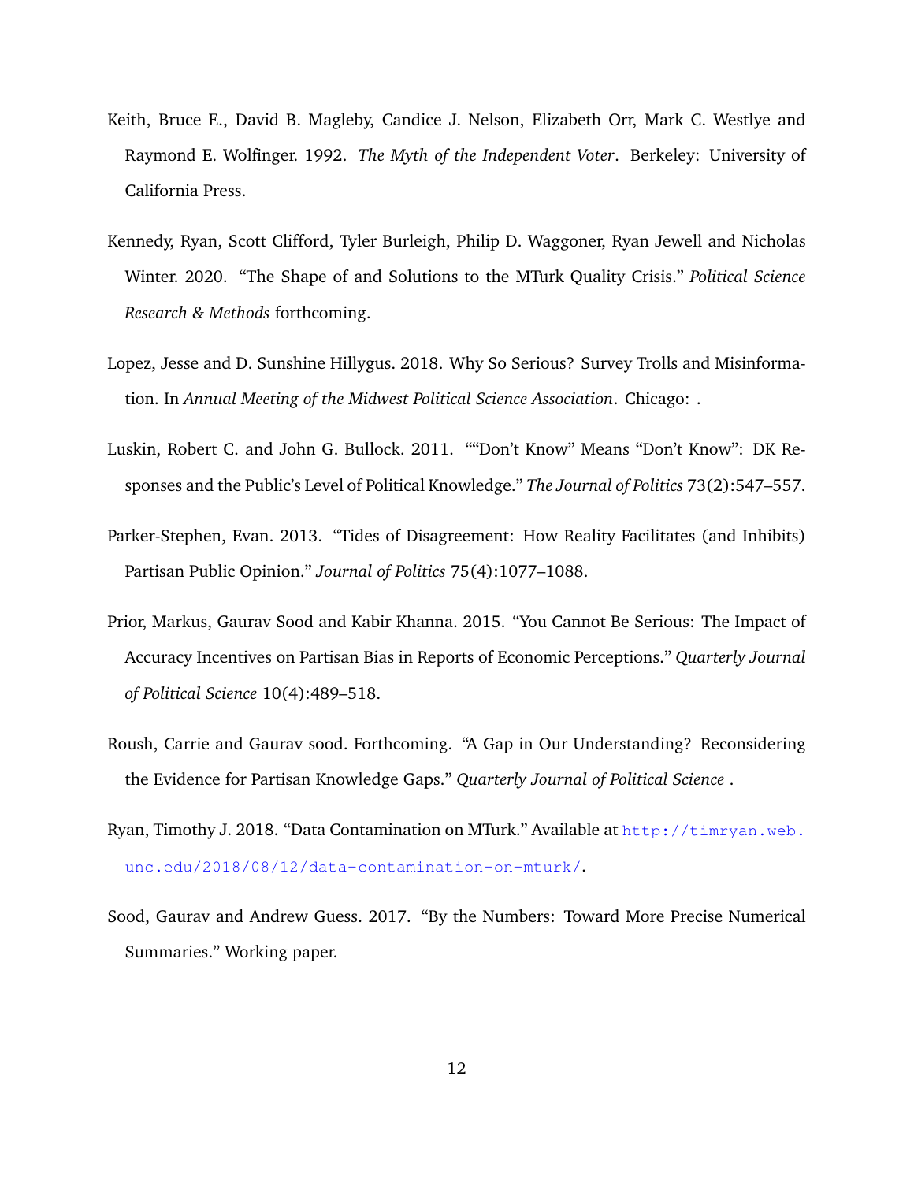Keith, Bruce E., David B. Magleby, Candice J. Nelson, Elizabeth Orr, Mark C. Westlye and Raymond E. Wolfinger. 1992. *The Myth of the Independent Voter*. Berkeley: University of California Press.

Kennedy, Ryan, Scott Clifford, Tyler Burleigh, Philip D. Waggoner, Ryan Jewell and Nicholas Winter. 2020. "The Shape of and Solutions to the MTurk Quality Crisis." *Political Science Research & Methods* forthcoming.

Lopez, Jesse and D. Sunshine Hillygus. 2018. Why So Serious? Survey Trolls and Misinformation. In *Annual Meeting of the Midwest Political Science Association*. Chicago: .

Luskin, Robert C. and John G. Bullock. 2011. ""Don't Know" Means "Don't Know": DK Responses and the Public's Level of Political Knowledge." *The Journal of Politics* 73(2):547–557.

Parker-Stephen, Evan. 2013. "Tides of Disagreement: How Reality Facilitates (and Inhibits) Partisan Public Opinion." *Journal of Politics* 75(4):1077–1088.

Prior, Markus, Gaurav Sood and Kabir Khanna. 2015. "You Cannot Be Serious: The Impact of Accuracy Incentives on Partisan Bias in Reports of Economic Perceptions." *Quarterly Journal of Political Science* 10(4):489–518.

Roush, Carrie and Gaurav sood. Forthcoming. "A Gap in Our Understanding? Reconsidering the Evidence for Partisan Knowledge Gaps." *Quarterly Journal of Political Science* .

Ryan, Timothy J. 2018. "Data Contamination on MTurk." Available at http://timryan.web.unc.edu/2018/08/12/data-contamination-on-mturk/.

Sood, Gaurav and Andrew Guess. 2017. "By the Numbers: Toward More Precise Numerical Summaries." Working paper.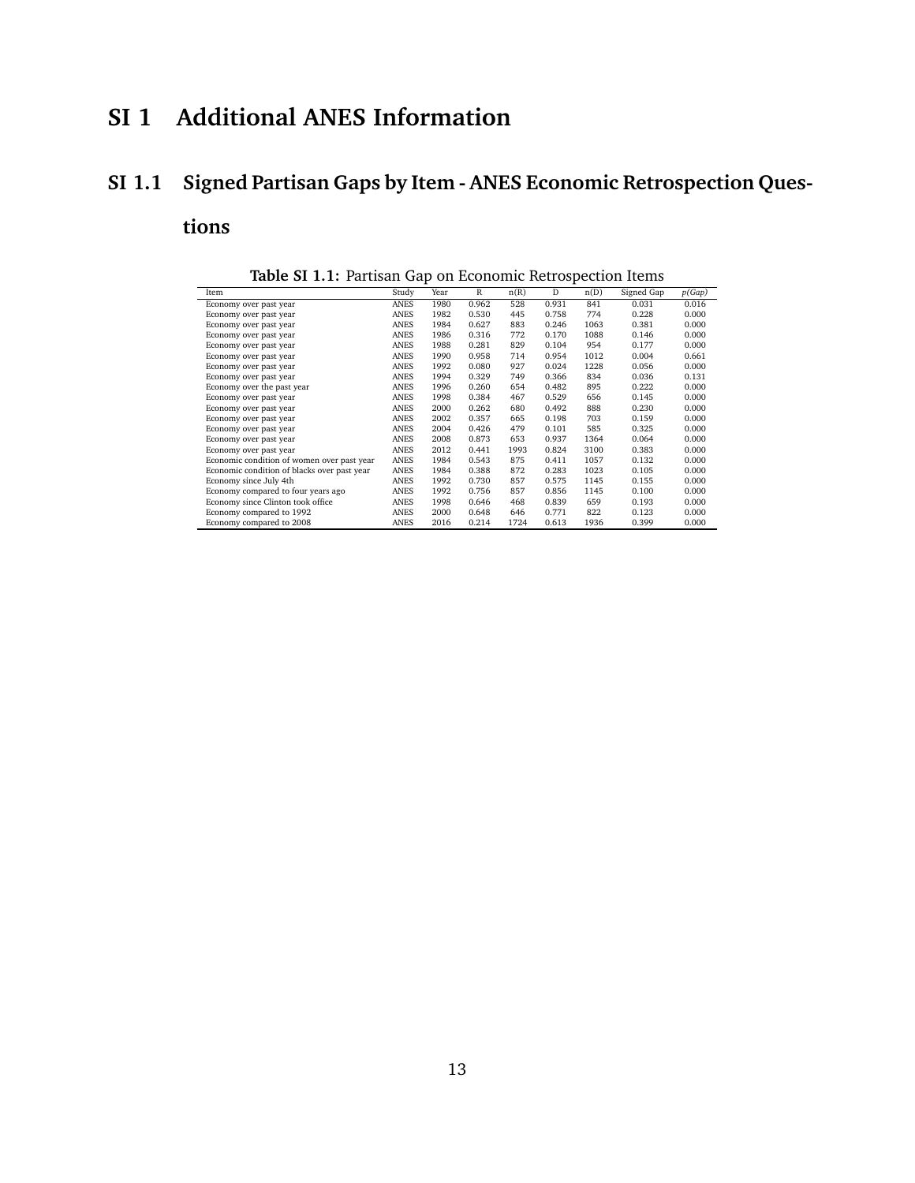# SI 1 Additional ANES Information

## SI 1.1 Signed Partisan Gaps by Item - ANES Economic Retrospection Questions

**Table SI 1.1:** Partisan Gap on Economic Retrospection Items

| Item | Study | Year | R | n(R) | D | n(D) | Signed Gap | *p(Gap)* |
|---|---|---|---|---|---|---|---|---|
| Economy over past year | ANES | 1980 | 0.962 | 528 | 0.931 | 841 | 0.031 | 0.016 |
| Economy over past year | ANES | 1982 | 0.530 | 445 | 0.758 | 774 | 0.228 | 0.000 |
| Economy over past year | ANES | 1984 | 0.627 | 883 | 0.246 | 1063 | 0.381 | 0.000 |
| Economy over past year | ANES | 1986 | 0.316 | 772 | 0.170 | 1088 | 0.146 | 0.000 |
| Economy over past year | ANES | 1988 | 0.281 | 829 | 0.104 | 954 | 0.177 | 0.000 |
| Economy over past year | ANES | 1990 | 0.958 | 714 | 0.954 | 1012 | 0.004 | 0.661 |
| Economy over past year | ANES | 1992 | 0.080 | 927 | 0.024 | 1228 | 0.056 | 0.000 |
| Economy over past year | ANES | 1994 | 0.329 | 749 | 0.366 | 834 | 0.036 | 0.131 |
| Economy over the past year | ANES | 1996 | 0.260 | 654 | 0.482 | 895 | 0.222 | 0.000 |
| Economy over past year | ANES | 1998 | 0.384 | 467 | 0.529 | 656 | 0.145 | 0.000 |
| Economy over past year | ANES | 2000 | 0.262 | 680 | 0.492 | 888 | 0.230 | 0.000 |
| Economy over past year | ANES | 2002 | 0.357 | 665 | 0.198 | 703 | 0.159 | 0.000 |
| Economy over past year | ANES | 2004 | 0.426 | 479 | 0.101 | 585 | 0.325 | 0.000 |
| Economy over past year | ANES | 2008 | 0.873 | 653 | 0.937 | 1364 | 0.064 | 0.000 |
| Economy over past year | ANES | 2012 | 0.441 | 1993 | 0.824 | 3100 | 0.383 | 0.000 |
| Economic condition of women over past year | ANES | 1984 | 0.543 | 875 | 0.411 | 1057 | 0.132 | 0.000 |
| Economic condition of blacks over past year | ANES | 1984 | 0.388 | 872 | 0.283 | 1023 | 0.105 | 0.000 |
| Economy since July 4th | ANES | 1992 | 0.730 | 857 | 0.575 | 1145 | 0.155 | 0.000 |
| Economy compared to four years ago | ANES | 1992 | 0.756 | 857 | 0.856 | 1145 | 0.100 | 0.000 |
| Economy since Clinton took office | ANES | 1998 | 0.646 | 468 | 0.839 | 659 | 0.193 | 0.000 |
| Economy compared to 1992 | ANES | 2000 | 0.648 | 646 | 0.771 | 822 | 0.123 | 0.000 |
| Economy compared to 2008 | ANES | 2016 | 0.214 | 1724 | 0.613 | 1936 | 0.399 | 0.000 |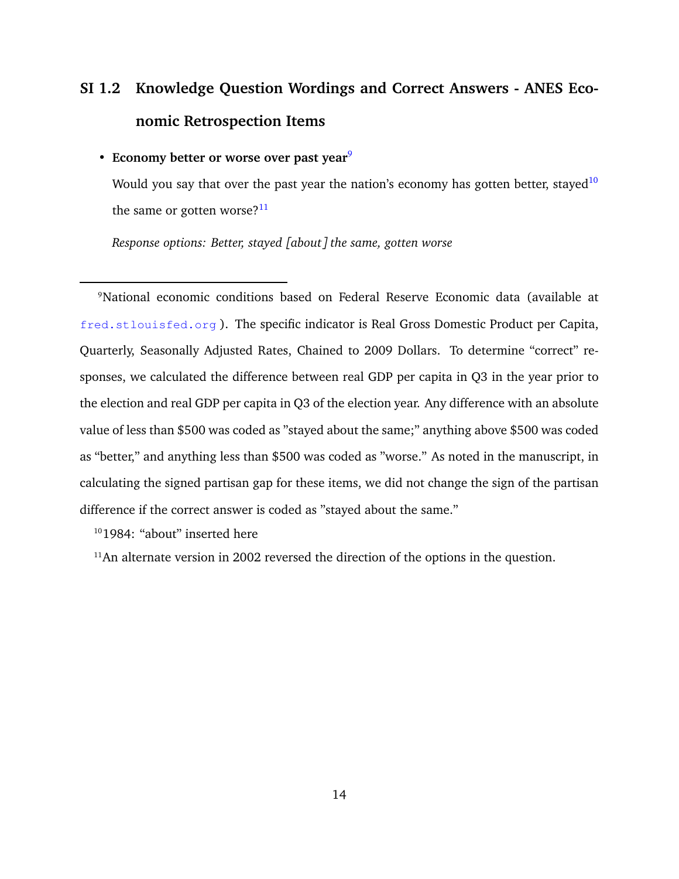## SI 1.2 Knowledge Question Wordings and Correct Answers - ANES Economic Retrospection Items

- **Economy better or worse over past year**[9]

  Would you say that over the past year the nation's economy has gotten better, stayed[10] the same or gotten worse?[11]

  *Response options: Better, stayed [about] the same, gotten worse*

---

[9] National economic conditions based on Federal Reserve Economic data (available at fred.stlouisfed.org ). The specific indicator is Real Gross Domestic Product per Capita, Quarterly, Seasonally Adjusted Rates, Chained to 2009 Dollars. To determine "correct" responses, we calculated the difference between real GDP per capita in Q3 in the year prior to the election and real GDP per capita in Q3 of the election year. Any difference with an absolute value of less than $500 was coded as "stayed about the same;" anything above $500 was coded as "better," and anything less than $500 was coded as "worse." As noted in the manuscript, in calculating the signed partisan gap for these items, we did not change the sign of the partisan difference if the correct answer is coded as "stayed about the same."

[10] 1984: "about" inserted here

[11] An alternate version in 2002 reversed the direction of the options in the question.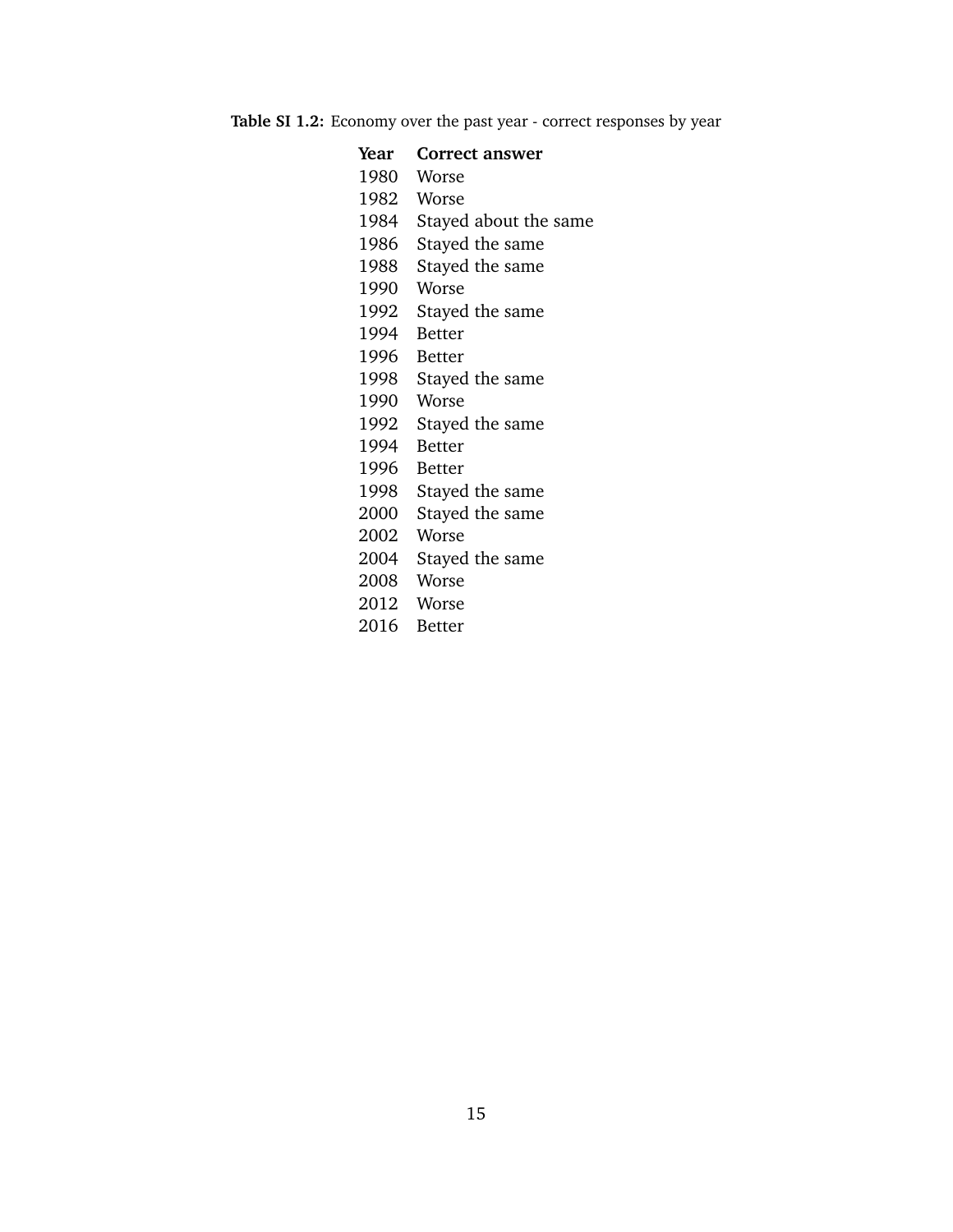**Table SI 1.2:** Economy over the past year - correct responses by year

| Year | Correct answer |
|---|---|
| 1980 | Worse |
| 1982 | Worse |
| 1984 | Stayed about the same |
| 1986 | Stayed the same |
| 1988 | Stayed the same |
| 1990 | Worse |
| 1992 | Stayed the same |
| 1994 | Better |
| 1996 | Better |
| 1998 | Stayed the same |
| 1990 | Worse |
| 1992 | Stayed the same |
| 1994 | Better |
| 1996 | Better |
| 1998 | Stayed the same |
| 2000 | Stayed the same |
| 2002 | Worse |
| 2004 | Stayed the same |
| 2008 | Worse |
| 2012 | Worse |
| 2016 | Better |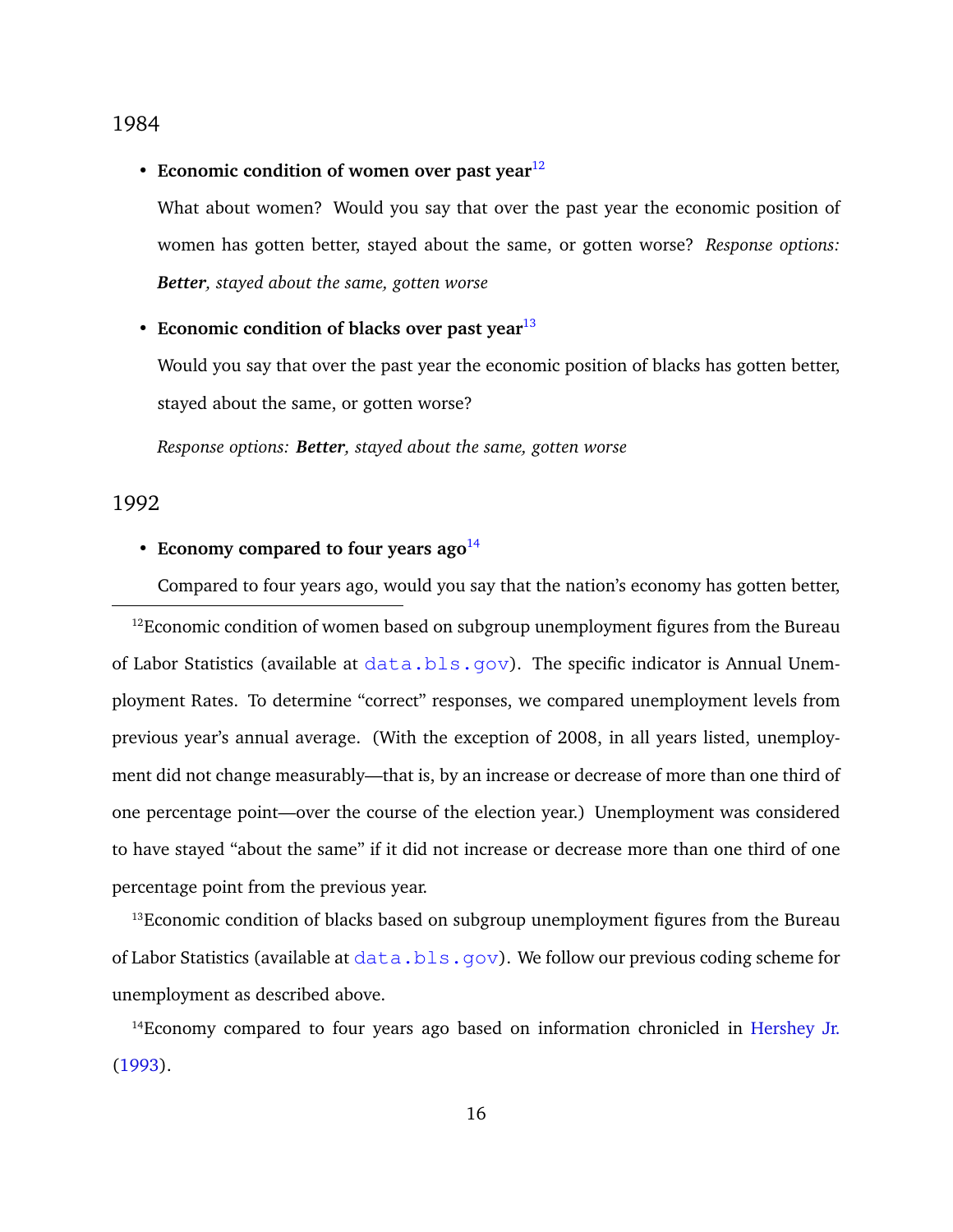1984

- **Economic condition of women over past year**[12]

  What about women? Would you say that over the past year the economic position of women has gotten better, stayed about the same, or gotten worse? *Response options: **Better**, stayed about the same, gotten worse*

- **Economic condition of blacks over past year**[13]

  Would you say that over the past year the economic position of blacks has gotten better, stayed about the same, or gotten worse?

  *Response options: **Better**, stayed about the same, gotten worse*

1992

- **Economy compared to four years ago**[14]

  Compared to four years ago, would you say that the nation's economy has gotten better,

---

[12] Economic condition of women based on subgroup unemployment figures from the Bureau of Labor Statistics (available at data.bls.gov). The specific indicator is Annual Unemployment Rates. To determine "correct" responses, we compared unemployment levels from previous year's annual average. (With the exception of 2008, in all years listed, unemployment did not change measurably—that is, by an increase or decrease of more than one third of one percentage point—over the course of the election year.) Unemployment was considered to have stayed "about the same" if it did not increase or decrease more than one third of one percentage point from the previous year.

[13] Economic condition of blacks based on subgroup unemployment figures from the Bureau of Labor Statistics (available at data.bls.gov). We follow our previous coding scheme for unemployment as described above.

[14] Economy compared to four years ago based on information chronicled in Hershey Jr. (1993).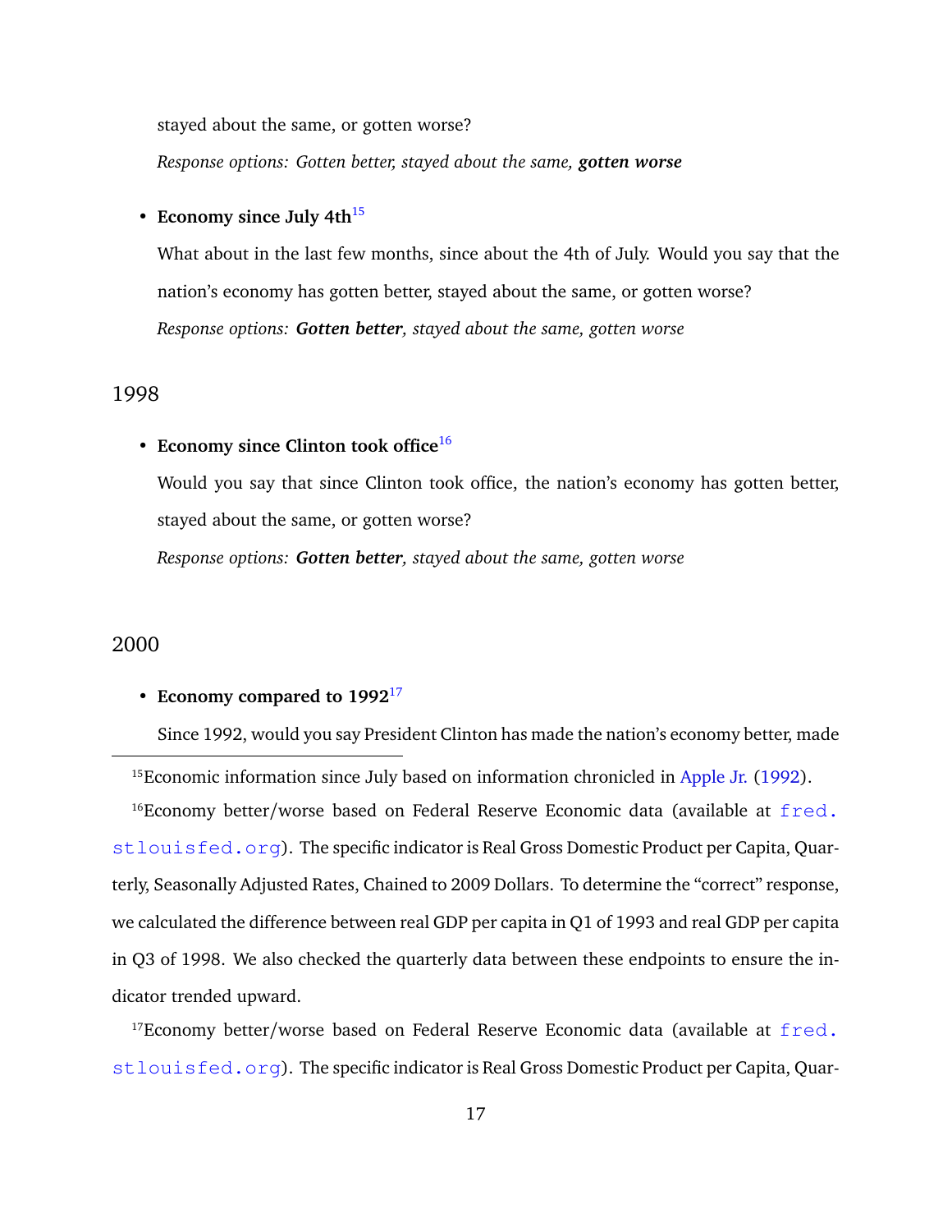stayed about the same, or gotten worse?

*Response options: Gotten better, stayed about the same,* ***gotten worse***

- **Economy since July 4th**[15]

  What about in the last few months, since about the 4th of July. Would you say that the nation's economy has gotten better, stayed about the same, or gotten worse?

  *Response options:* ***Gotten better****, stayed about the same, gotten worse*

## 1998

- **Economy since Clinton took office**[16]

  Would you say that since Clinton took office, the nation's economy has gotten better, stayed about the same, or gotten worse?

  *Response options:* ***Gotten better****, stayed about the same, gotten worse*

## 2000

- **Economy compared to 1992**[17]

  Since 1992, would you say President Clinton has made the nation's economy better, made

---

[15] Economic information since July based on information chronicled in Apple Jr. (1992).

[16] Economy better/worse based on Federal Reserve Economic data (available at `fred.stlouisfed.org`). The specific indicator is Real Gross Domestic Product per Capita, Quarterly, Seasonally Adjusted Rates, Chained to 2009 Dollars. To determine the "correct" response, we calculated the difference between real GDP per capita in Q1 of 1993 and real GDP per capita in Q3 of 1998. We also checked the quarterly data between these endpoints to ensure the indicator trended upward.

[17] Economy better/worse based on Federal Reserve Economic data (available at `fred.stlouisfed.org`). The specific indicator is Real Gross Domestic Product per Capita, Quar-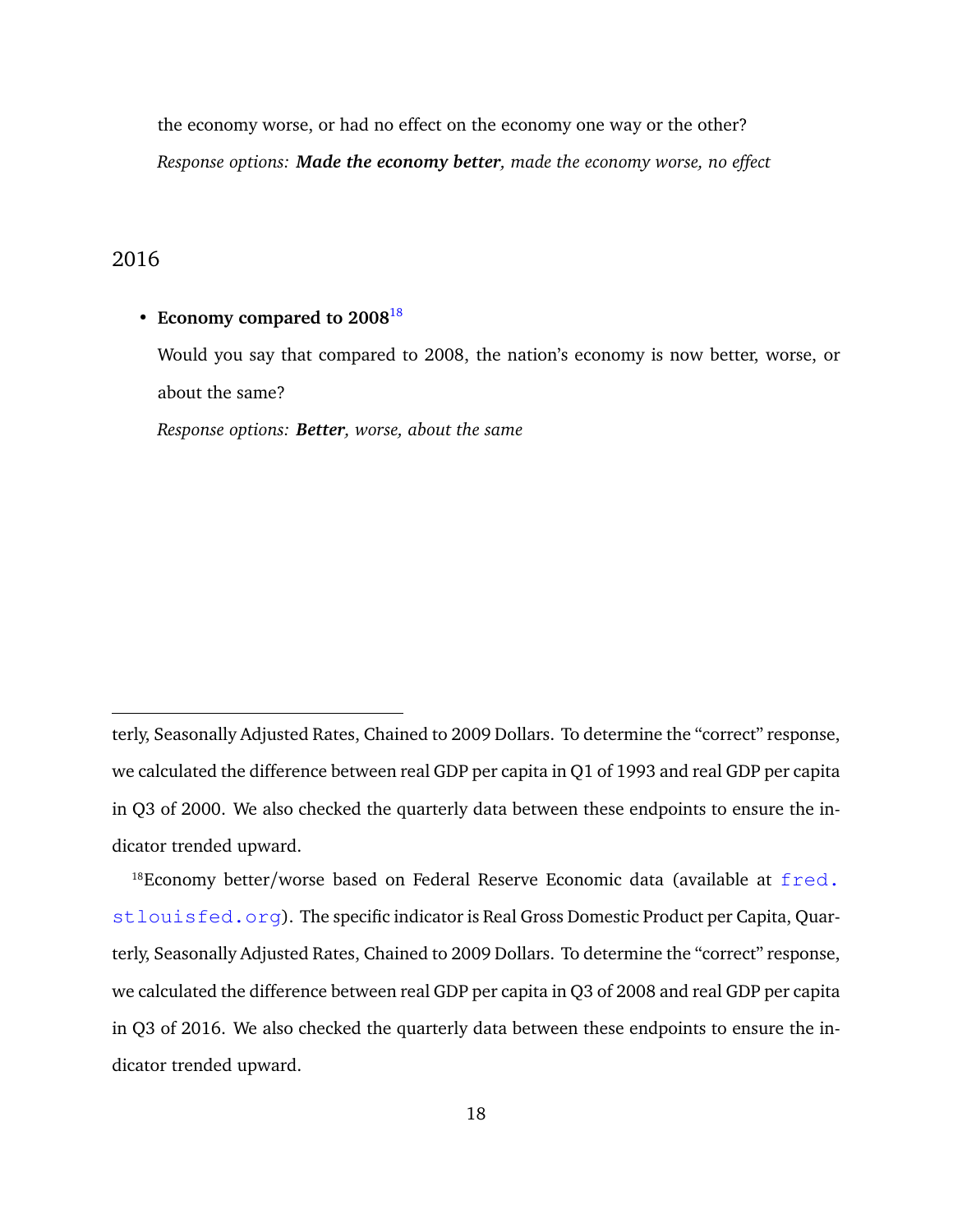the economy worse, or had no effect on the economy one way or the other?

*Response options:* ***Made the economy better****, made the economy worse, no effect*

## 2016

- **Economy compared to 2008**[18]

  Would you say that compared to 2008, the nation's economy is now better, worse, or about the same?

  *Response options:* ***Better****, worse, about the same*

---

terly, Seasonally Adjusted Rates, Chained to 2009 Dollars. To determine the "correct" response, we calculated the difference between real GDP per capita in Q1 of 1993 and real GDP per capita in Q3 of 2000. We also checked the quarterly data between these endpoints to ensure the indicator trended upward.

[18]Economy better/worse based on Federal Reserve Economic data (available at fred.stlouisfed.org). The specific indicator is Real Gross Domestic Product per Capita, Quarterly, Seasonally Adjusted Rates, Chained to 2009 Dollars. To determine the "correct" response, we calculated the difference between real GDP per capita in Q3 of 2008 and real GDP per capita in Q3 of 2016. We also checked the quarterly data between these endpoints to ensure the indicator trended upward.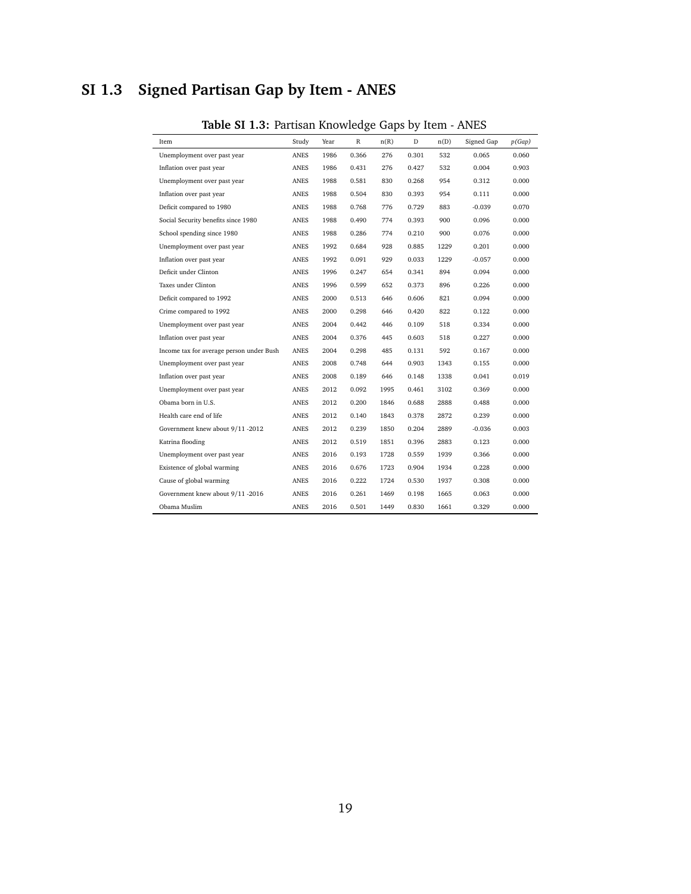## SI 1.3 Signed Partisan Gap by Item - ANES

**Table SI 1.3:** Partisan Knowledge Gaps by Item - ANES

| Item | Study | Year | R | n(R) | D | n(D) | Signed Gap | *p(Gap)* |
|---|---|---|---|---|---|---|---|---|
| Unemployment over past year | ANES | 1986 | 0.366 | 276 | 0.301 | 532 | 0.065 | 0.060 |
| Inflation over past year | ANES | 1986 | 0.431 | 276 | 0.427 | 532 | 0.004 | 0.903 |
| Unemployment over past year | ANES | 1988 | 0.581 | 830 | 0.268 | 954 | 0.312 | 0.000 |
| Inflation over past year | ANES | 1988 | 0.504 | 830 | 0.393 | 954 | 0.111 | 0.000 |
| Deficit compared to 1980 | ANES | 1988 | 0.768 | 776 | 0.729 | 883 | -0.039 | 0.070 |
| Social Security benefits since 1980 | ANES | 1988 | 0.490 | 774 | 0.393 | 900 | 0.096 | 0.000 |
| School spending since 1980 | ANES | 1988 | 0.286 | 774 | 0.210 | 900 | 0.076 | 0.000 |
| Unemployment over past year | ANES | 1992 | 0.684 | 928 | 0.885 | 1229 | 0.201 | 0.000 |
| Inflation over past year | ANES | 1992 | 0.091 | 929 | 0.033 | 1229 | -0.057 | 0.000 |
| Deficit under Clinton | ANES | 1996 | 0.247 | 654 | 0.341 | 894 | 0.094 | 0.000 |
| Taxes under Clinton | ANES | 1996 | 0.599 | 652 | 0.373 | 896 | 0.226 | 0.000 |
| Deficit compared to 1992 | ANES | 2000 | 0.513 | 646 | 0.606 | 821 | 0.094 | 0.000 |
| Crime compared to 1992 | ANES | 2000 | 0.298 | 646 | 0.420 | 822 | 0.122 | 0.000 |
| Unemployment over past year | ANES | 2004 | 0.442 | 446 | 0.109 | 518 | 0.334 | 0.000 |
| Inflation over past year | ANES | 2004 | 0.376 | 445 | 0.603 | 518 | 0.227 | 0.000 |
| Income tax for average person under Bush | ANES | 2004 | 0.298 | 485 | 0.131 | 592 | 0.167 | 0.000 |
| Unemployment over past year | ANES | 2008 | 0.748 | 644 | 0.903 | 1343 | 0.155 | 0.000 |
| Inflation over past year | ANES | 2008 | 0.189 | 646 | 0.148 | 1338 | 0.041 | 0.019 |
| Unemployment over past year | ANES | 2012 | 0.092 | 1995 | 0.461 | 3102 | 0.369 | 0.000 |
| Obama born in U.S. | ANES | 2012 | 0.200 | 1846 | 0.688 | 2888 | 0.488 | 0.000 |
| Health care end of life | ANES | 2012 | 0.140 | 1843 | 0.378 | 2872 | 0.239 | 0.000 |
| Government knew about 9/11 -2012 | ANES | 2012 | 0.239 | 1850 | 0.204 | 2889 | -0.036 | 0.003 |
| Katrina flooding | ANES | 2012 | 0.519 | 1851 | 0.396 | 2883 | 0.123 | 0.000 |
| Unemployment over past year | ANES | 2016 | 0.193 | 1728 | 0.559 | 1939 | 0.366 | 0.000 |
| Existence of global warming | ANES | 2016 | 0.676 | 1723 | 0.904 | 1934 | 0.228 | 0.000 |
| Cause of global warming | ANES | 2016 | 0.222 | 1724 | 0.530 | 1937 | 0.308 | 0.000 |
| Government knew about 9/11 -2016 | ANES | 2016 | 0.261 | 1469 | 0.198 | 1665 | 0.063 | 0.000 |
| Obama Muslim | ANES | 2016 | 0.501 | 1449 | 0.830 | 1661 | 0.329 | 0.000 |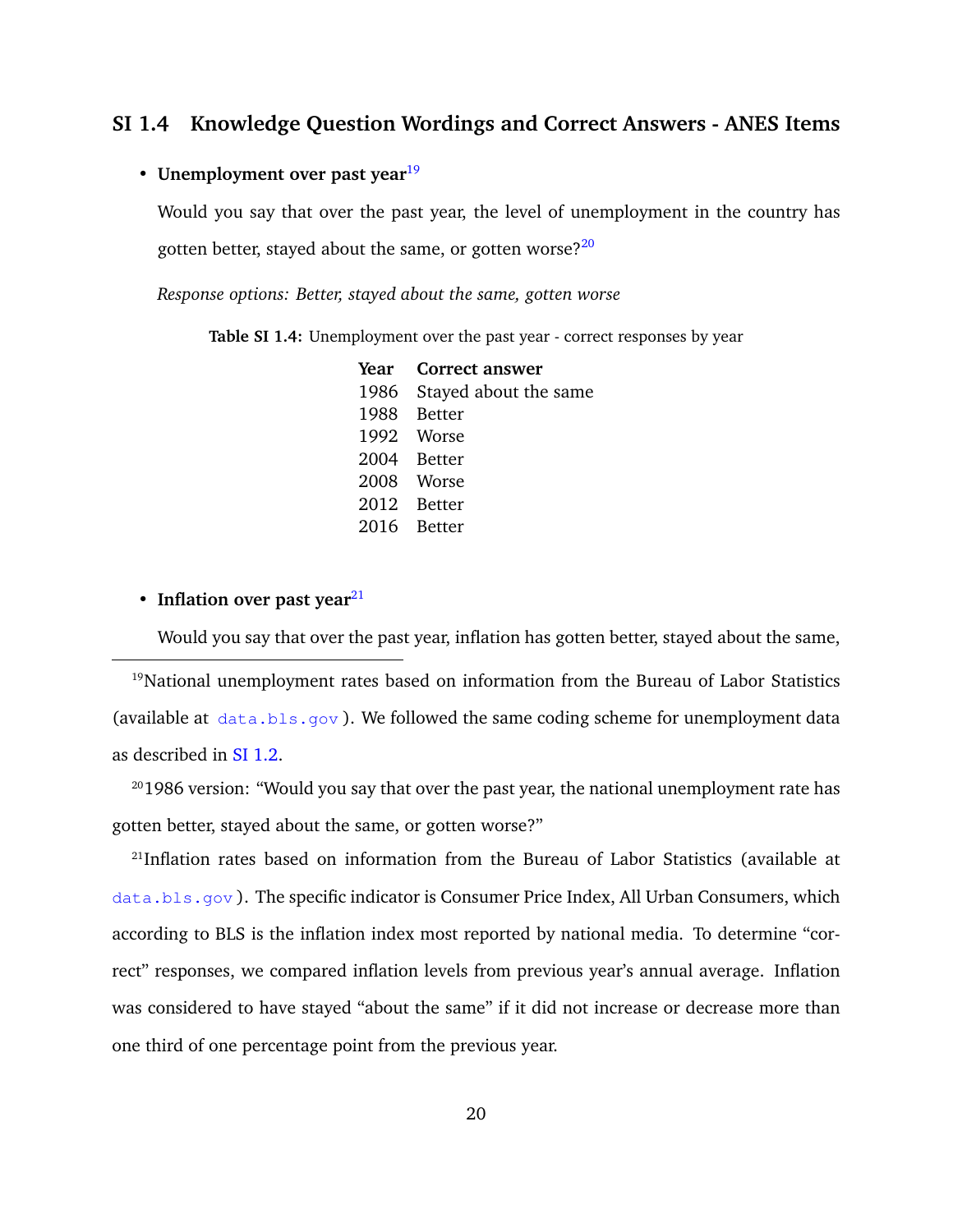## SI 1.4 Knowledge Question Wordings and Correct Answers - ANES Items

- **Unemployment over past year**[19]

  Would you say that over the past year, the level of unemployment in the country has gotten better, stayed about the same, or gotten worse?[20]

  *Response options: Better, stayed about the same, gotten worse*

**Table SI 1.4:** Unemployment over the past year - correct responses by year

| Year | Correct answer |
|---|---|
| 1986 | Stayed about the same |
| 1988 | Better |
| 1992 | Worse |
| 2004 | Better |
| 2008 | Worse |
| 2012 | Better |
| 2016 | Better |

- **Inflation over past year**[21]

  Would you say that over the past year, inflation has gotten better, stayed about the same,

---

[19]National unemployment rates based on information from the Bureau of Labor Statistics (available at data.bls.gov ). We followed the same coding scheme for unemployment data as described in SI 1.2.

[20]1986 version: "Would you say that over the past year, the national unemployment rate has gotten better, stayed about the same, or gotten worse?"

[21]Inflation rates based on information from the Bureau of Labor Statistics (available at data.bls.gov ). The specific indicator is Consumer Price Index, All Urban Consumers, which according to BLS is the inflation index most reported by national media. To determine "correct" responses, we compared inflation levels from previous year's annual average. Inflation was considered to have stayed "about the same" if it did not increase or decrease more than one third of one percentage point from the previous year.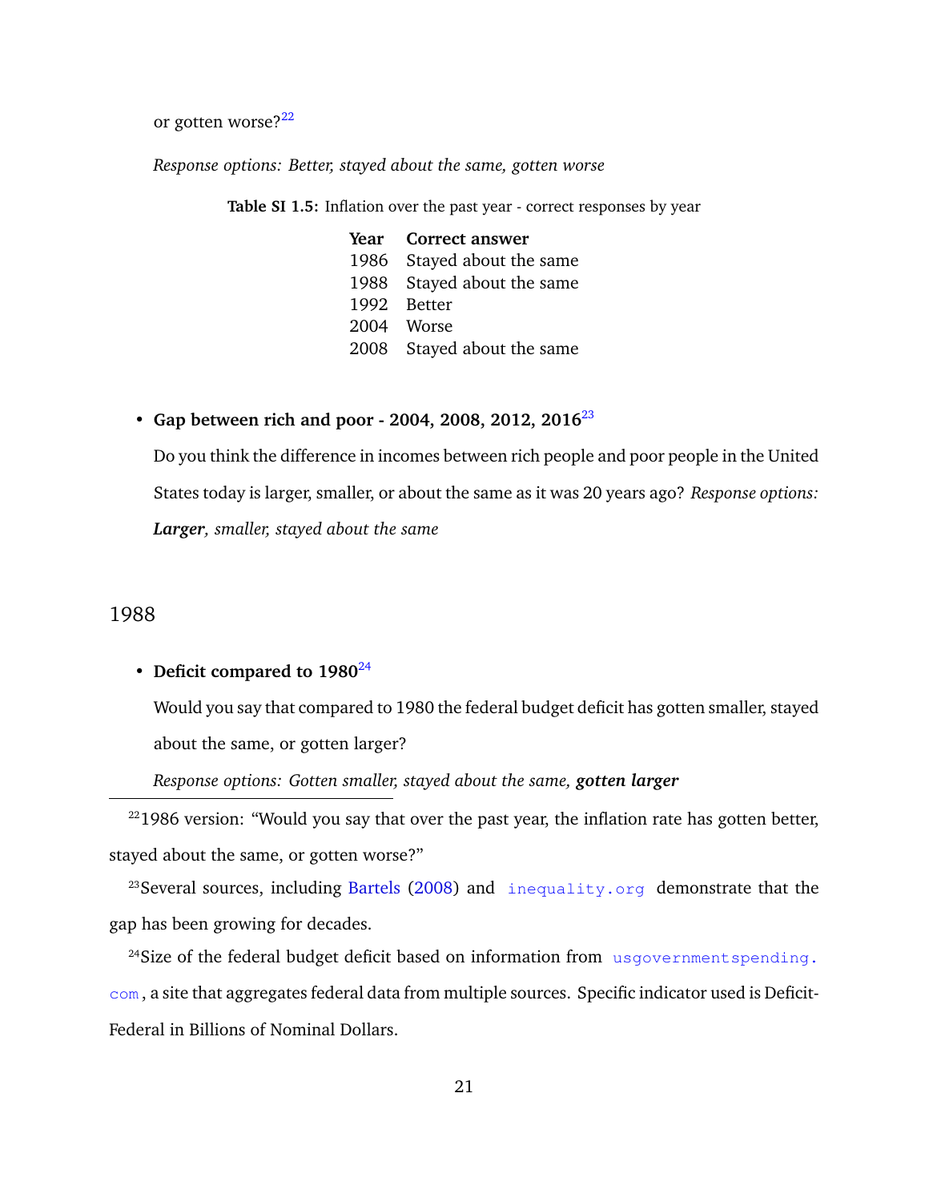or gotten worse?[22]

*Response options: Better, stayed about the same, gotten worse*

**Table SI 1.5:** Inflation over the past year - correct responses by year

| Year | Correct answer |
|---|---|
| 1986 | Stayed about the same |
| 1988 | Stayed about the same |
| 1992 | Better |
| 2004 | Worse |
| 2008 | Stayed about the same |

- **Gap between rich and poor - 2004, 2008, 2012, 2016**[23]

  Do you think the difference in incomes between rich people and poor people in the United States today is larger, smaller, or about the same as it was 20 years ago? *Response options: **Larger**, smaller, stayed about the same*

## 1988

- **Deficit compared to 1980**[24]

  Would you say that compared to 1980 the federal budget deficit has gotten smaller, stayed about the same, or gotten larger?

  *Response options: Gotten smaller, stayed about the same, **gotten larger***

---

[22] 1986 version: "Would you say that over the past year, the inflation rate has gotten better, stayed about the same, or gotten worse?"

[23] Several sources, including Bartels (2008) and inequality.org demonstrate that the gap has been growing for decades.

[24] Size of the federal budget deficit based on information from usgovernmentspending.com, a site that aggregates federal data from multiple sources. Specific indicator used is Deficit-Federal in Billions of Nominal Dollars.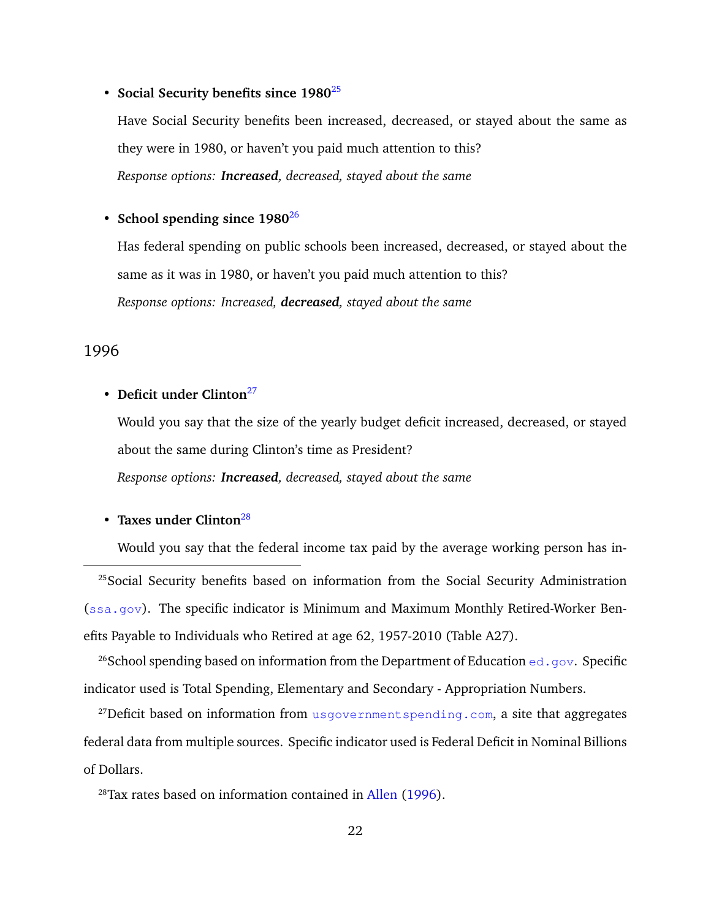- **Social Security benefits since 1980**[25]

  Have Social Security benefits been increased, decreased, or stayed about the same as they were in 1980, or haven't you paid much attention to this?

  *Response options:* ***Increased****, decreased, stayed about the same*

- **School spending since 1980**[26]

  Has federal spending on public schools been increased, decreased, or stayed about the same as it was in 1980, or haven't you paid much attention to this?

  *Response options: Increased,* ***decreased****, stayed about the same*

## 1996

- **Deficit under Clinton**[27]

  Would you say that the size of the yearly budget deficit increased, decreased, or stayed about the same during Clinton's time as President?

  *Response options:* ***Increased****, decreased, stayed about the same*

- **Taxes under Clinton**[28]

  Would you say that the federal income tax paid by the average working person has in-

---

[25] Social Security benefits based on information from the Social Security Administration (ssa.gov). The specific indicator is Minimum and Maximum Monthly Retired-Worker Benefits Payable to Individuals who Retired at age 62, 1957-2010 (Table A27).

[26] School spending based on information from the Department of Education ed.gov. Specific indicator used is Total Spending, Elementary and Secondary - Appropriation Numbers.

[27] Deficit based on information from usgovernmentspending.com, a site that aggregates federal data from multiple sources. Specific indicator used is Federal Deficit in Nominal Billions of Dollars.

[28] Tax rates based on information contained in Allen (1996).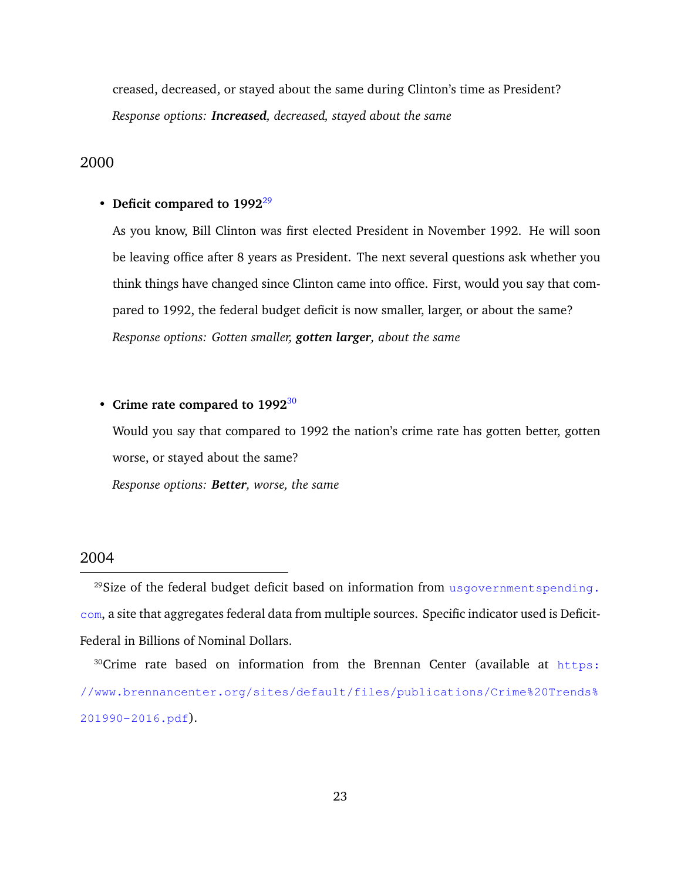creased, decreased, or stayed about the same during Clinton's time as President?

*Response options: **Increased**, decreased, stayed about the same*

## 2000

- **Deficit compared to 1992**[29]

  As you know, Bill Clinton was first elected President in November 1992. He will soon be leaving office after 8 years as President. The next several questions ask whether you think things have changed since Clinton came into office. First, would you say that compared to 1992, the federal budget deficit is now smaller, larger, or about the same?

  *Response options: Gotten smaller, **gotten larger**, about the same*

- **Crime rate compared to 1992**[30]

  Would you say that compared to 1992 the nation's crime rate has gotten better, gotten worse, or stayed about the same?

  *Response options: **Better**, worse, the same*

## 2004

---

[29] Size of the federal budget deficit based on information from usgovernmentspending.com, a site that aggregates federal data from multiple sources. Specific indicator used is Deficit-Federal in Billions of Nominal Dollars.

[30] Crime rate based on information from the Brennan Center (available at https://www.brennancenter.org/sites/default/files/publications/Crime%20Trends%201990-2016.pdf).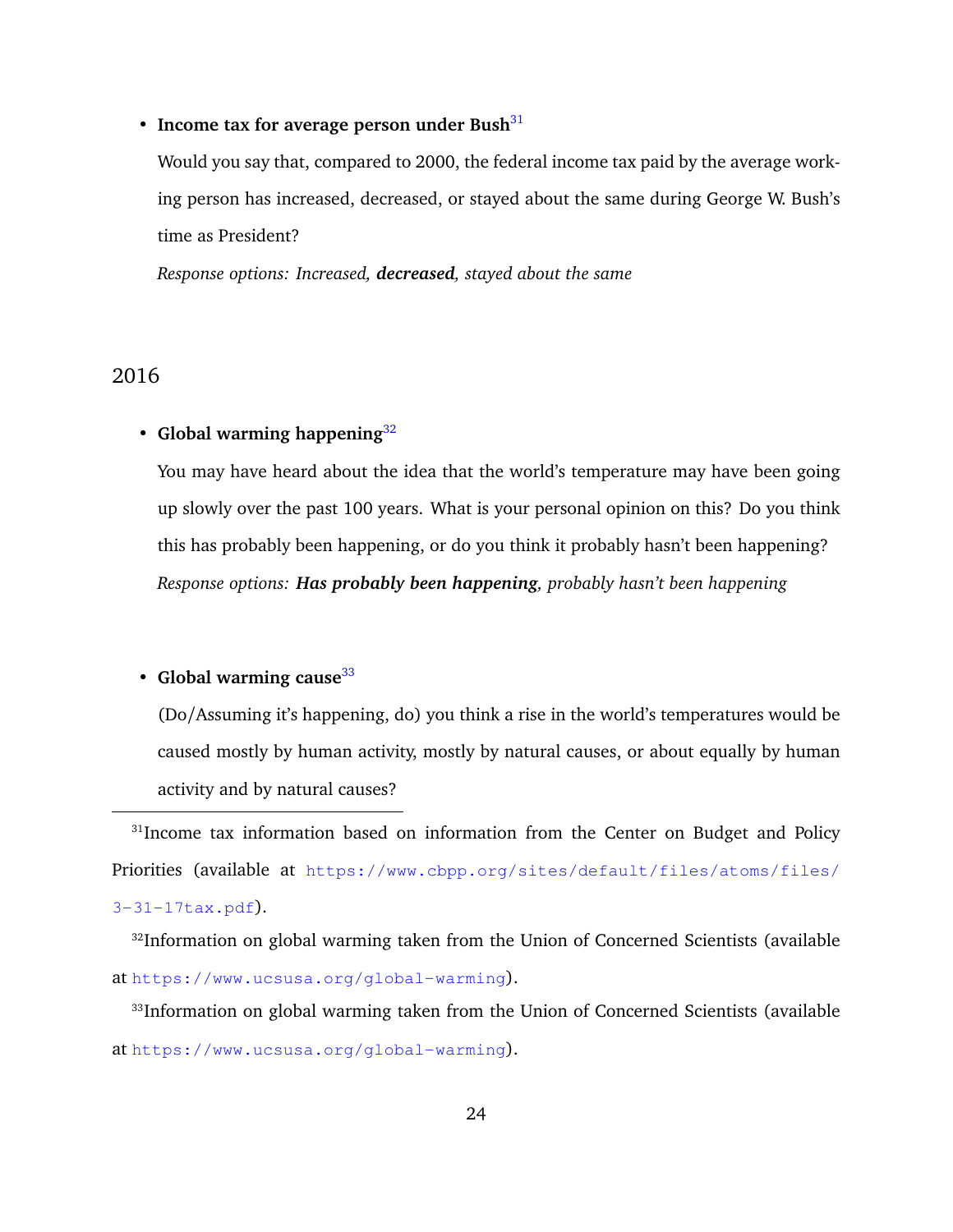- **Income tax for average person under Bush**[31]

  Would you say that, compared to 2000, the federal income tax paid by the average working person has increased, decreased, or stayed about the same during George W. Bush's time as President?

  *Response options: Increased,* ***decreased****, stayed about the same*

## 2016

- **Global warming happening**[32]

  You may have heard about the idea that the world's temperature may have been going up slowly over the past 100 years. What is your personal opinion on this? Do you think this has probably been happening, or do you think it probably hasn't been happening?

  *Response options:* ***Has probably been happening****, probably hasn't been happening*

- **Global warming cause**[33]

  (Do/Assuming it's happening, do) you think a rise in the world's temperatures would be caused mostly by human activity, mostly by natural causes, or about equally by human activity and by natural causes?

---

[31] Income tax information based on information from the Center on Budget and Policy Priorities (available at https://www.cbpp.org/sites/default/files/atoms/files/3-31-17tax.pdf).

[32] Information on global warming taken from the Union of Concerned Scientists (available at https://www.ucsusa.org/global-warming).

[33] Information on global warming taken from the Union of Concerned Scientists (available at https://www.ucsusa.org/global-warming).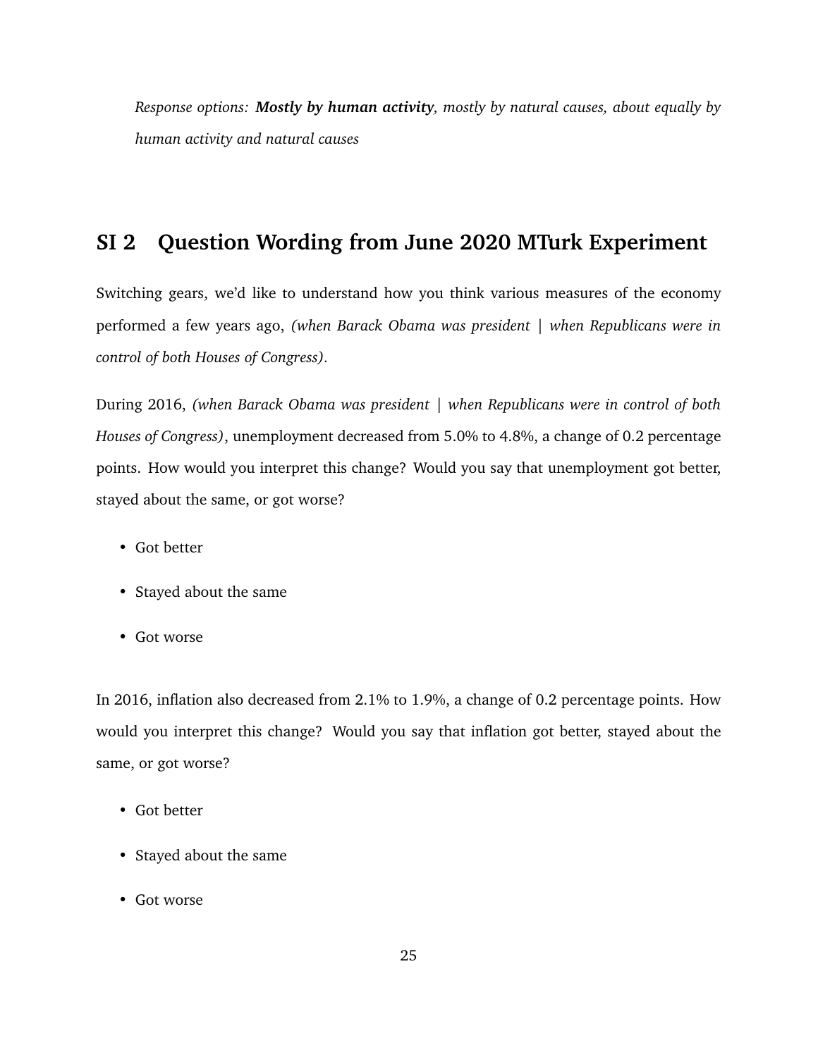*Response options:* ***Mostly by human activity****, mostly by natural causes, about equally by human activity and natural causes*

## SI 2 Question Wording from June 2020 MTurk Experiment

Switching gears, we'd like to understand how you think various measures of the economy performed a few years ago, *(when Barack Obama was president | when Republicans were in control of both Houses of Congress)*.

During 2016, *(when Barack Obama was president | when Republicans were in control of both Houses of Congress)*, unemployment decreased from 5.0% to 4.8%, a change of 0.2 percentage points. How would you interpret this change? Would you say that unemployment got better, stayed about the same, or got worse?

- Got better
- Stayed about the same
- Got worse

In 2016, inflation also decreased from 2.1% to 1.9%, a change of 0.2 percentage points. How would you interpret this change? Would you say that inflation got better, stayed about the same, or got worse?

- Got better
- Stayed about the same
- Got worse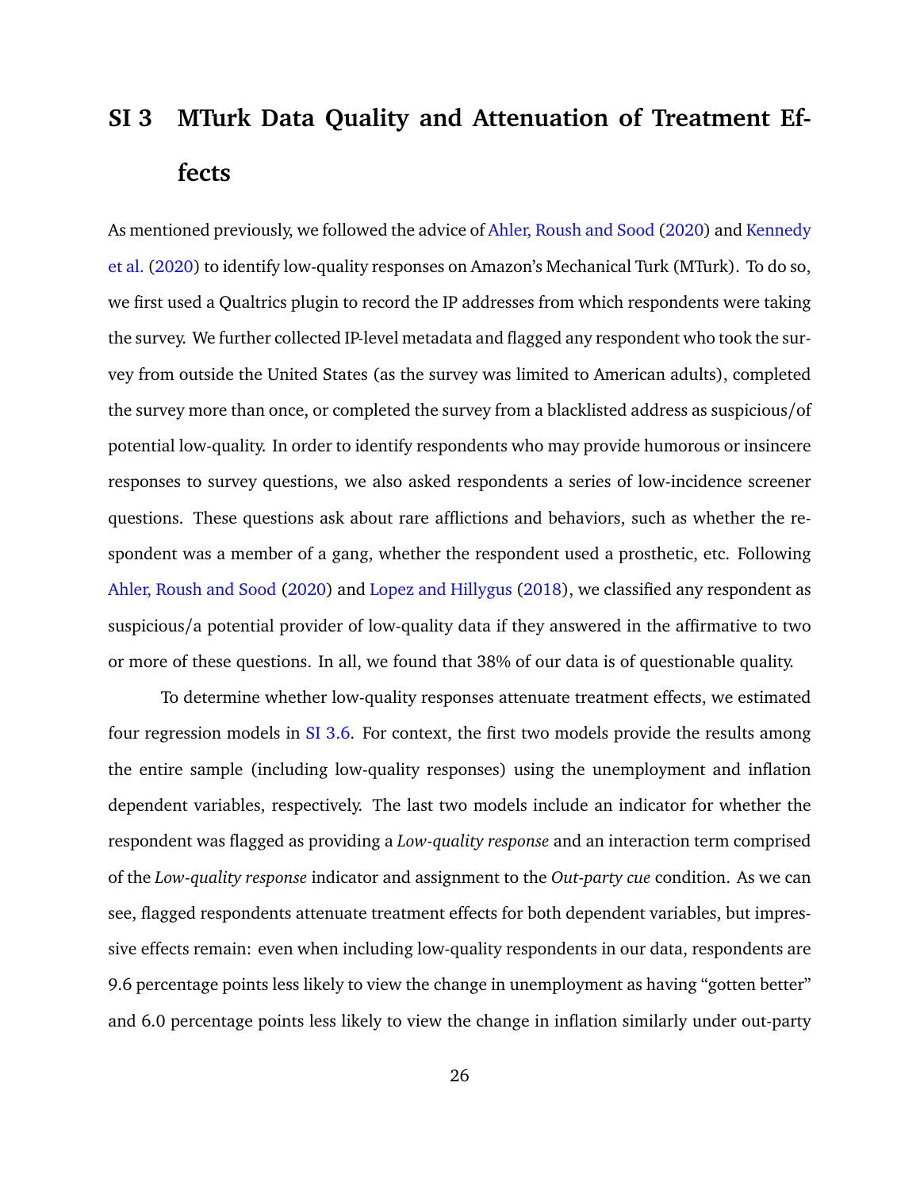# SI 3 MTurk Data Quality and Attenuation of Treatment Effects

As mentioned previously, we followed the advice of Ahler, Roush and Sood (2020) and Kennedy et al. (2020) to identify low-quality responses on Amazon's Mechanical Turk (MTurk). To do so, we first used a Qualtrics plugin to record the IP addresses from which respondents were taking the survey. We further collected IP-level metadata and flagged any respondent who took the survey from outside the United States (as the survey was limited to American adults), completed the survey more than once, or completed the survey from a blacklisted address as suspicious/of potential low-quality. In order to identify respondents who may provide humorous or insincere responses to survey questions, we also asked respondents a series of low-incidence screener questions. These questions ask about rare afflictions and behaviors, such as whether the respondent was a member of a gang, whether the respondent used a prosthetic, etc. Following Ahler, Roush and Sood (2020) and Lopez and Hillygus (2018), we classified any respondent as suspicious/a potential provider of low-quality data if they answered in the affirmative to two or more of these questions. In all, we found that 38% of our data is of questionable quality.

To determine whether low-quality responses attenuate treatment effects, we estimated four regression models in SI 3.6. For context, the first two models provide the results among the entire sample (including low-quality responses) using the unemployment and inflation dependent variables, respectively. The last two models include an indicator for whether the respondent was flagged as providing a *Low-quality response* and an interaction term comprised of the *Low-quality response* indicator and assignment to the *Out-party cue* condition. As we can see, flagged respondents attenuate treatment effects for both dependent variables, but impressive effects remain: even when including low-quality respondents in our data, respondents are 9.6 percentage points less likely to view the change in unemployment as having "gotten better" and 6.0 percentage points less likely to view the change in inflation similarly under out-party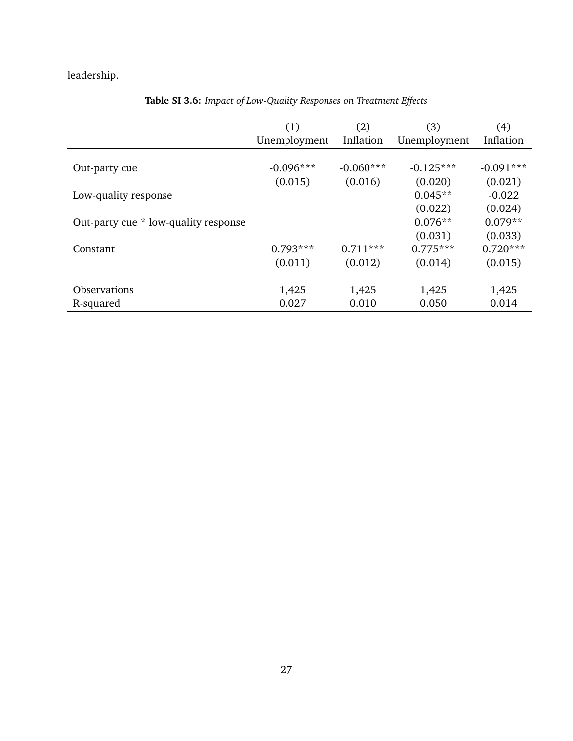leadership.

**Table SI 3.6:** *Impact of Low-Quality Responses on Treatment Effects*

| | (1) | (2) | (3) | (4) |
|---|---|---|---|---|
| | Unemployment | Inflation | Unemployment | Inflation |
| Out-party cue | -0.096*** | -0.060*** | -0.125*** | -0.091*** |
| | (0.015) | (0.016) | (0.020) | (0.021) |
| Low-quality response | | | 0.045** | -0.022 |
| | | | (0.022) | (0.024) |
| Out-party cue * low-quality response | | | 0.076** | 0.079** |
| | | | (0.031) | (0.033) |
| Constant | 0.793*** | 0.711*** | 0.775*** | 0.720*** |
| | (0.011) | (0.012) | (0.014) | (0.015) |
| Observations | 1,425 | 1,425 | 1,425 | 1,425 |
| R-squared | 0.027 | 0.010 | 0.050 | 0.014 |